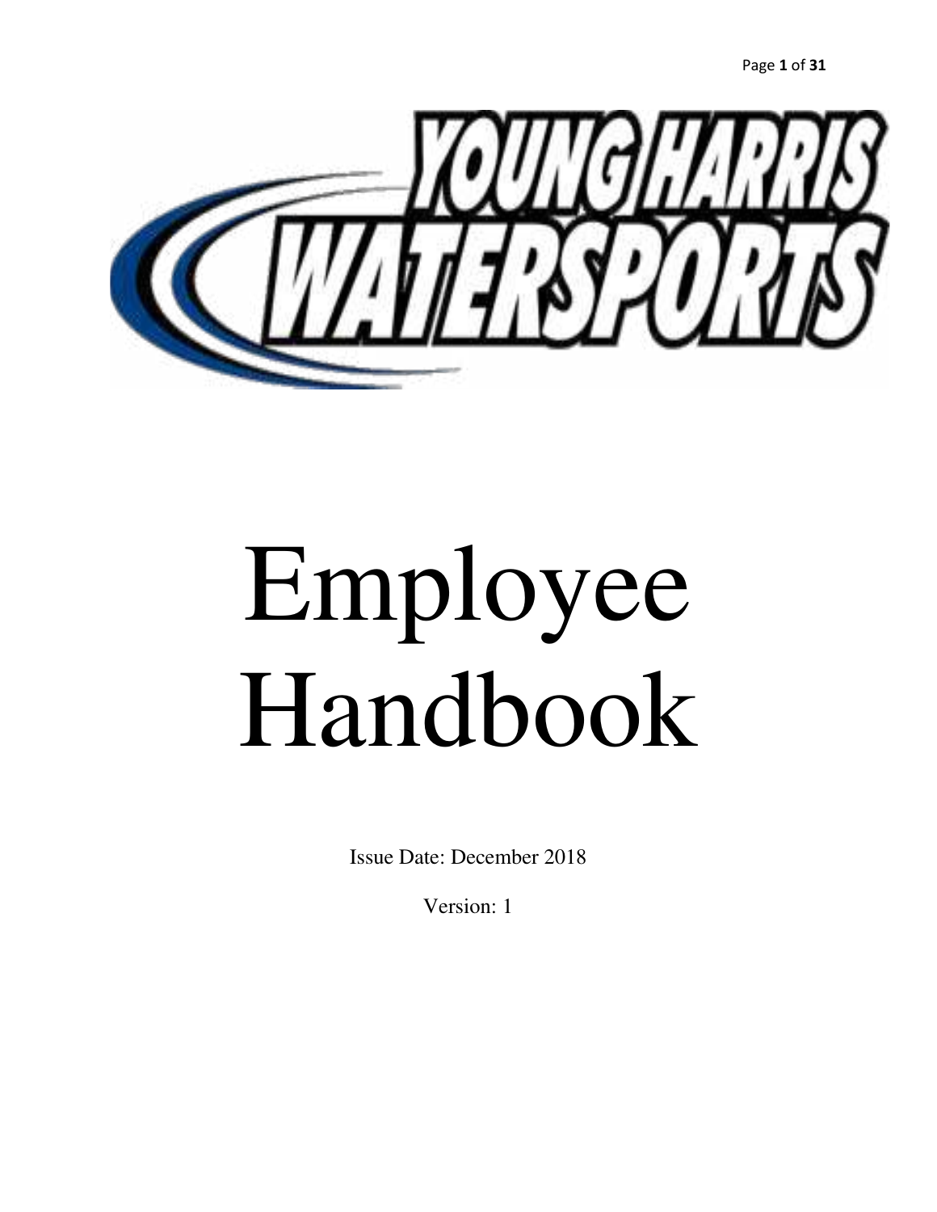YOUNG HARRIS WATERSPORTS

# Employee Handbook

Issue Date: December 2018

Version: 1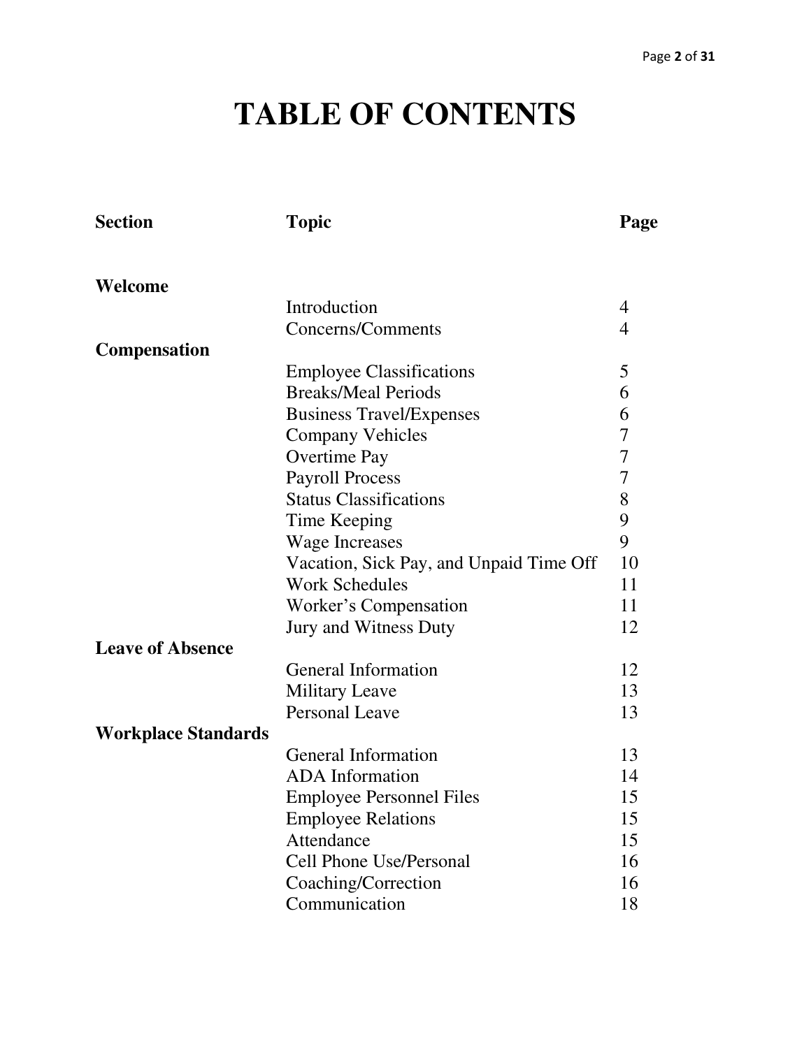# TABLE OF CONTENTS

| Section | Topic | Page |
|---|---|---|
| **Welcome** | | |
| | Introduction | 4 |
| | Concerns/Comments | 4 |
| **Compensation** | | |
| | Employee Classifications | 5 |
| | Breaks/Meal Periods | 6 |
| | Business Travel/Expenses | 6 |
| | Company Vehicles | 7 |
| | Overtime Pay | 7 |
| | Payroll Process | 7 |
| | Status Classifications | 8 |
| | Time Keeping | 9 |
| | Wage Increases | 9 |
| | Vacation, Sick Pay, and Unpaid Time Off | 10 |
| | Work Schedules | 11 |
| | Worker's Compensation | 11 |
| | Jury and Witness Duty | 12 |
| **Leave of Absence** | | |
| | General Information | 12 |
| | Military Leave | 13 |
| | Personal Leave | 13 |
| **Workplace Standards** | | |
| | General Information | 13 |
| | ADA Information | 14 |
| | Employee Personnel Files | 15 |
| | Employee Relations | 15 |
| | Attendance | 15 |
| | Cell Phone Use/Personal | 16 |
| | Coaching/Correction | 16 |
| | Communication | 18 |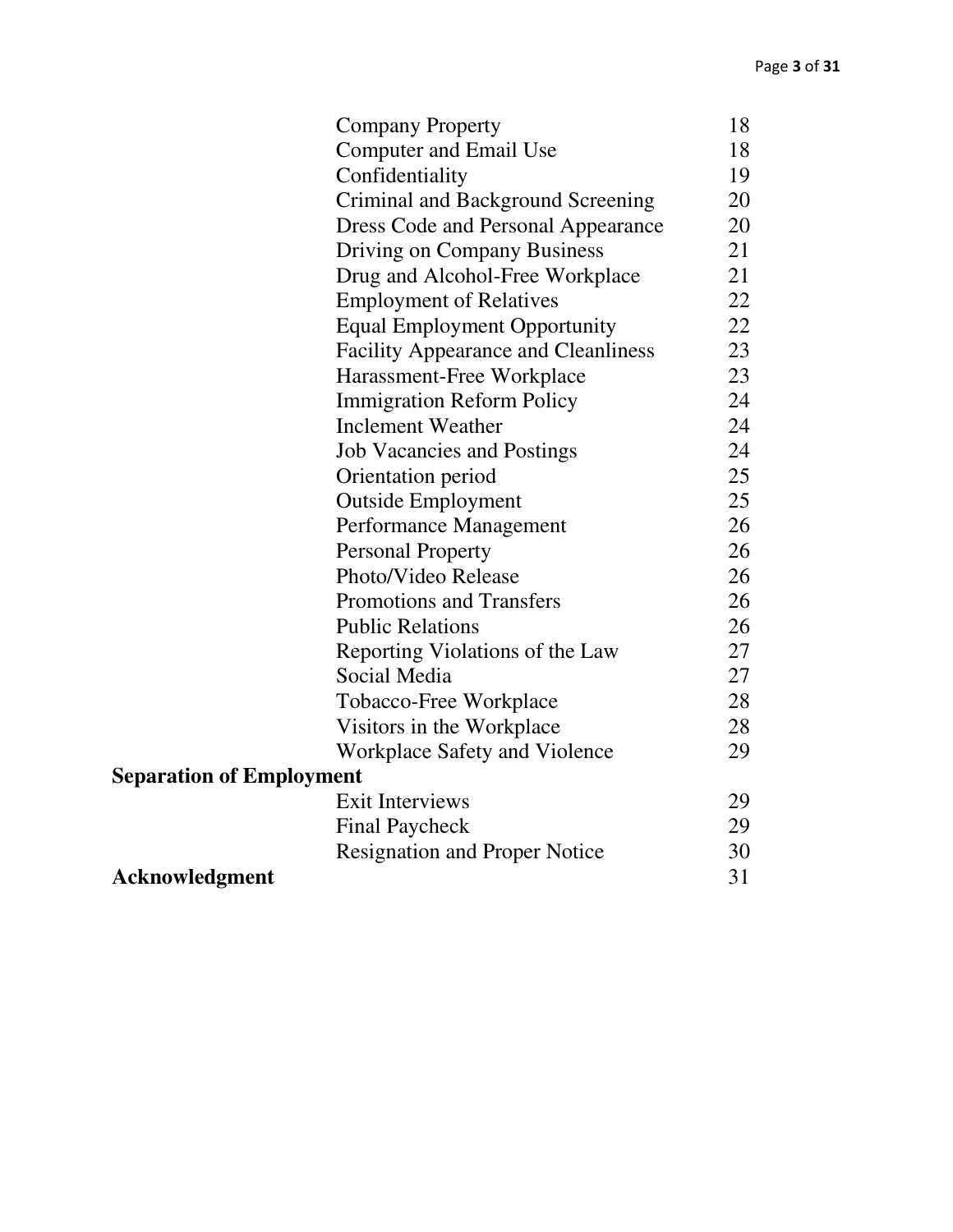| | | |
|---|---|---|
| | Company Property | 18 |
| | Computer and Email Use | 18 |
| | Confidentiality | 19 |
| | Criminal and Background Screening | 20 |
| | Dress Code and Personal Appearance | 20 |
| | Driving on Company Business | 21 |
| | Drug and Alcohol-Free Workplace | 21 |
| | Employment of Relatives | 22 |
| | Equal Employment Opportunity | 22 |
| | Facility Appearance and Cleanliness | 23 |
| | Harassment-Free Workplace | 23 |
| | Immigration Reform Policy | 24 |
| | Inclement Weather | 24 |
| | Job Vacancies and Postings | 24 |
| | Orientation period | 25 |
| | Outside Employment | 25 |
| | Performance Management | 26 |
| | Personal Property | 26 |
| | Photo/Video Release | 26 |
| | Promotions and Transfers | 26 |
| | Public Relations | 26 |
| | Reporting Violations of the Law | 27 |
| | Social Media | 27 |
| | Tobacco-Free Workplace | 28 |
| | Visitors in the Workplace | 28 |
| | Workplace Safety and Violence | 29 |
| **Separation of Employment** | | |
| | Exit Interviews | 29 |
| | Final Paycheck | 29 |
| | Resignation and Proper Notice | 30 |
| **Acknowledgment** | | 31 |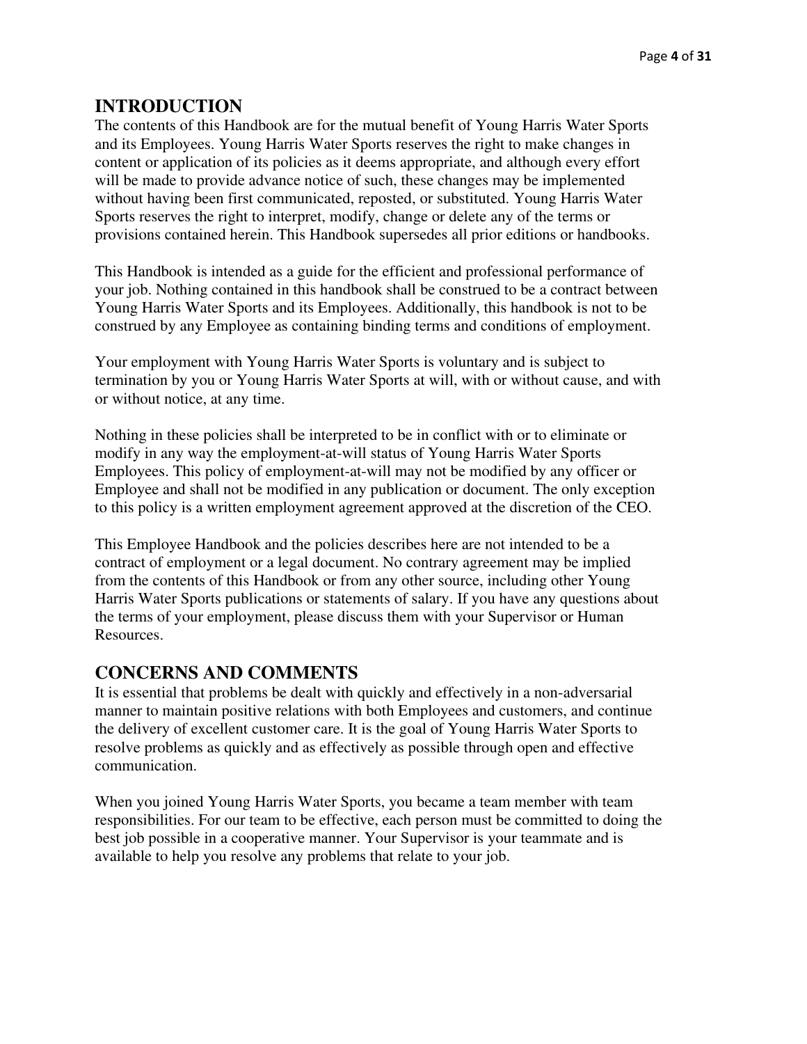## INTRODUCTION

The contents of this Handbook are for the mutual benefit of Young Harris Water Sports and its Employees. Young Harris Water Sports reserves the right to make changes in content or application of its policies as it deems appropriate, and although every effort will be made to provide advance notice of such, these changes may be implemented without having been first communicated, reposted, or substituted. Young Harris Water Sports reserves the right to interpret, modify, change or delete any of the terms or provisions contained herein. This Handbook supersedes all prior editions or handbooks.

This Handbook is intended as a guide for the efficient and professional performance of your job. Nothing contained in this handbook shall be construed to be a contract between Young Harris Water Sports and its Employees. Additionally, this handbook is not to be construed by any Employee as containing binding terms and conditions of employment.

Your employment with Young Harris Water Sports is voluntary and is subject to termination by you or Young Harris Water Sports at will, with or without cause, and with or without notice, at any time.

Nothing in these policies shall be interpreted to be in conflict with or to eliminate or modify in any way the employment-at-will status of Young Harris Water Sports Employees. This policy of employment-at-will may not be modified by any officer or Employee and shall not be modified in any publication or document. The only exception to this policy is a written employment agreement approved at the discretion of the CEO.

This Employee Handbook and the policies describes here are not intended to be a contract of employment or a legal document. No contrary agreement may be implied from the contents of this Handbook or from any other source, including other Young Harris Water Sports publications or statements of salary. If you have any questions about the terms of your employment, please discuss them with your Supervisor or Human Resources.

## CONCERNS AND COMMENTS

It is essential that problems be dealt with quickly and effectively in a non-adversarial manner to maintain positive relations with both Employees and customers, and continue the delivery of excellent customer care. It is the goal of Young Harris Water Sports to resolve problems as quickly and as effectively as possible through open and effective communication.

When you joined Young Harris Water Sports, you became a team member with team responsibilities. For our team to be effective, each person must be committed to doing the best job possible in a cooperative manner. Your Supervisor is your teammate and is available to help you resolve any problems that relate to your job.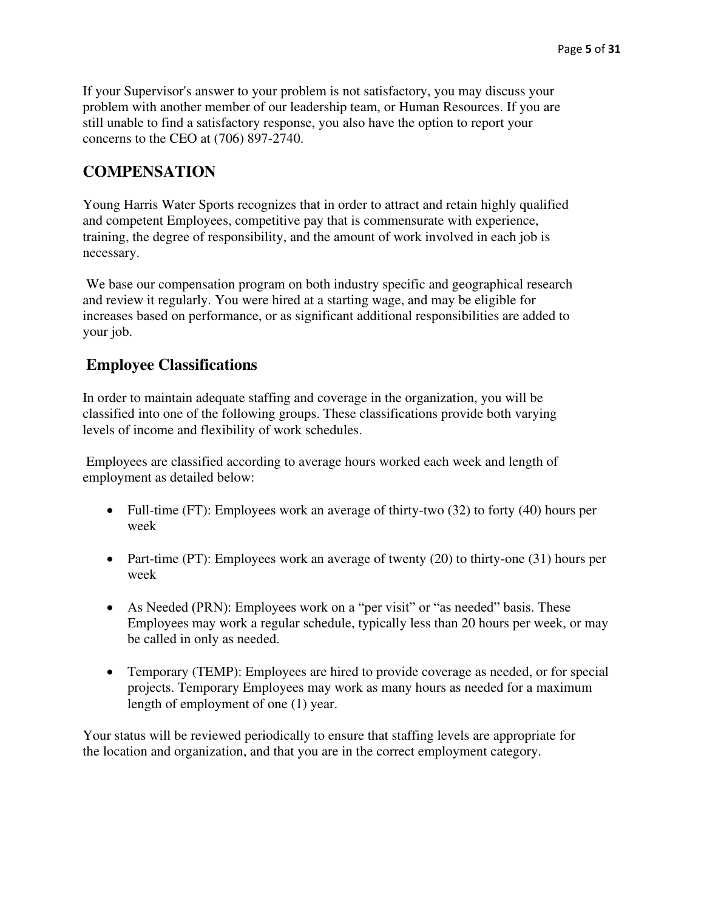If your Supervisor's answer to your problem is not satisfactory, you may discuss your problem with another member of our leadership team, or Human Resources. If you are still unable to find a satisfactory response, you also have the option to report your concerns to the CEO at (706) 897-2740.

## COMPENSATION

Young Harris Water Sports recognizes that in order to attract and retain highly qualified and competent Employees, competitive pay that is commensurate with experience, training, the degree of responsibility, and the amount of work involved in each job is necessary.

We base our compensation program on both industry specific and geographical research and review it regularly. You were hired at a starting wage, and may be eligible for increases based on performance, or as significant additional responsibilities are added to your job.

### Employee Classifications

In order to maintain adequate staffing and coverage in the organization, you will be classified into one of the following groups. These classifications provide both varying levels of income and flexibility of work schedules.

Employees are classified according to average hours worked each week and length of employment as detailed below:

- Full-time (FT): Employees work an average of thirty-two (32) to forty (40) hours per week
- Part-time (PT): Employees work an average of twenty (20) to thirty-one (31) hours per week
- As Needed (PRN): Employees work on a "per visit" or "as needed" basis. These Employees may work a regular schedule, typically less than 20 hours per week, or may be called in only as needed.
- Temporary (TEMP): Employees are hired to provide coverage as needed, or for special projects. Temporary Employees may work as many hours as needed for a maximum length of employment of one (1) year.

Your status will be reviewed periodically to ensure that staffing levels are appropriate for the location and organization, and that you are in the correct employment category.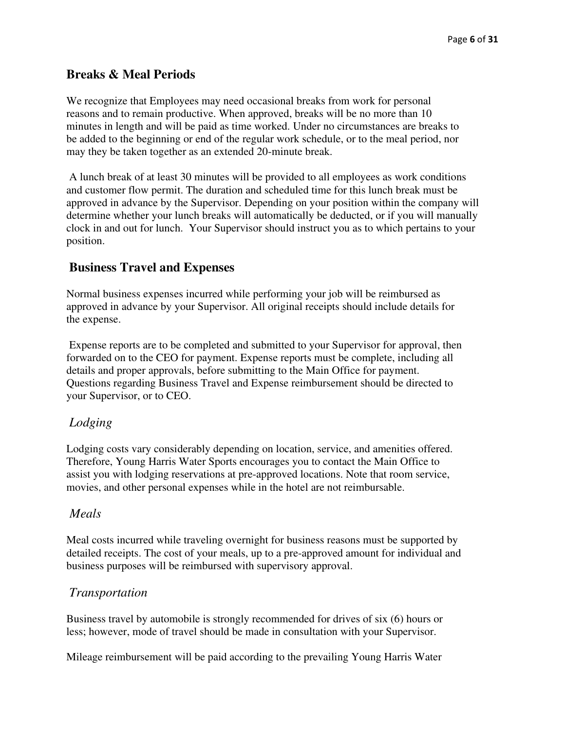## Breaks & Meal Periods

We recognize that Employees may need occasional breaks from work for personal reasons and to remain productive. When approved, breaks will be no more than 10 minutes in length and will be paid as time worked. Under no circumstances are breaks to be added to the beginning or end of the regular work schedule, or to the meal period, nor may they be taken together as an extended 20-minute break.

A lunch break of at least 30 minutes will be provided to all employees as work conditions and customer flow permit. The duration and scheduled time for this lunch break must be approved in advance by the Supervisor. Depending on your position within the company will determine whether your lunch breaks will automatically be deducted, or if you will manually clock in and out for lunch. Your Supervisor should instruct you as to which pertains to your position.

## Business Travel and Expenses

Normal business expenses incurred while performing your job will be reimbursed as approved in advance by your Supervisor. All original receipts should include details for the expense.

Expense reports are to be completed and submitted to your Supervisor for approval, then forwarded on to the CEO for payment. Expense reports must be complete, including all details and proper approvals, before submitting to the Main Office for payment. Questions regarding Business Travel and Expense reimbursement should be directed to your Supervisor, or to CEO.

### *Lodging*

Lodging costs vary considerably depending on location, service, and amenities offered. Therefore, Young Harris Water Sports encourages you to contact the Main Office to assist you with lodging reservations at pre-approved locations. Note that room service, movies, and other personal expenses while in the hotel are not reimbursable.

### *Meals*

Meal costs incurred while traveling overnight for business reasons must be supported by detailed receipts. The cost of your meals, up to a pre-approved amount for individual and business purposes will be reimbursed with supervisory approval.

### *Transportation*

Business travel by automobile is strongly recommended for drives of six (6) hours or less; however, mode of travel should be made in consultation with your Supervisor.

Mileage reimbursement will be paid according to the prevailing Young Harris Water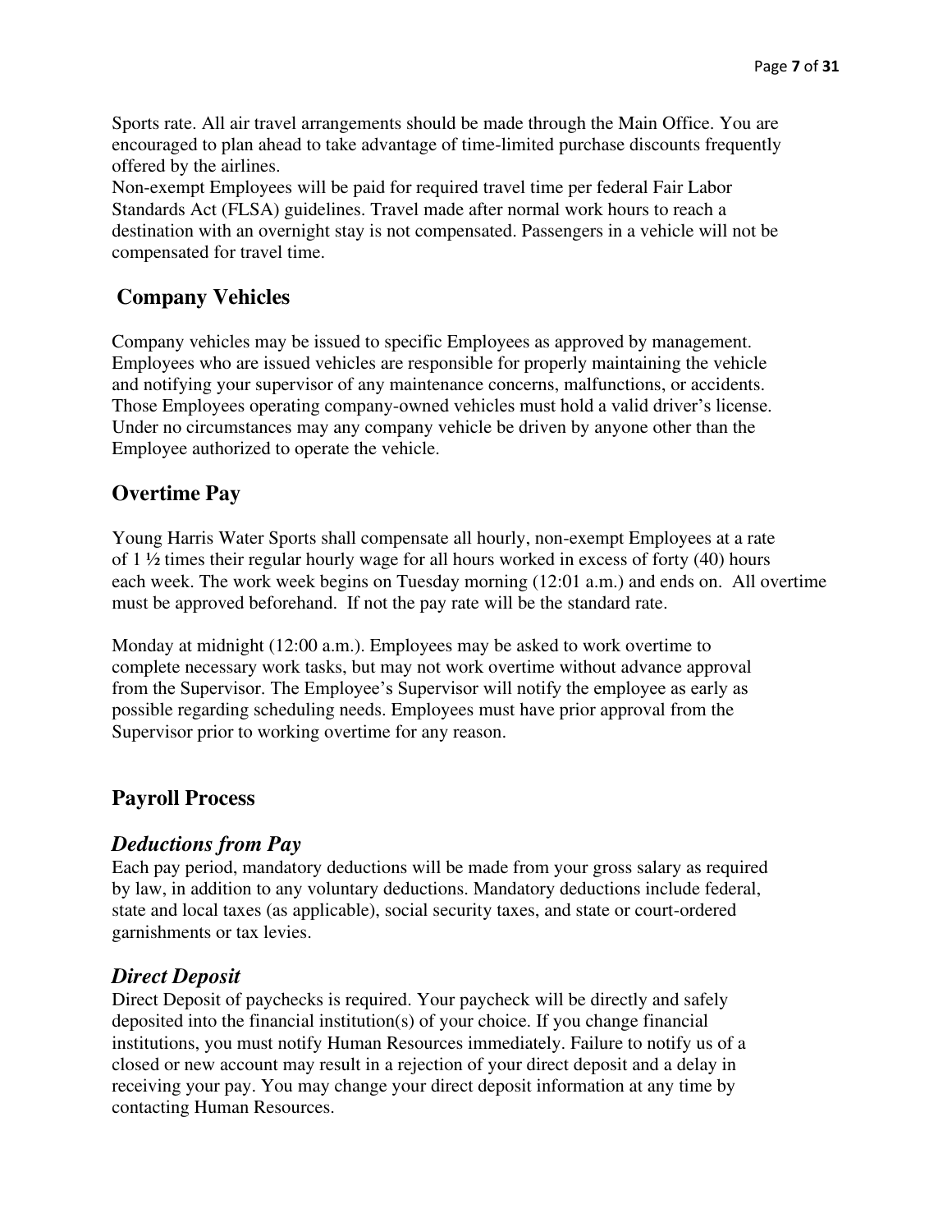Sports rate. All air travel arrangements should be made through the Main Office. You are encouraged to plan ahead to take advantage of time-limited purchase discounts frequently offered by the airlines.
Non-exempt Employees will be paid for required travel time per federal Fair Labor Standards Act (FLSA) guidelines. Travel made after normal work hours to reach a destination with an overnight stay is not compensated. Passengers in a vehicle will not be compensated for travel time.

## Company Vehicles

Company vehicles may be issued to specific Employees as approved by management. Employees who are issued vehicles are responsible for properly maintaining the vehicle and notifying your supervisor of any maintenance concerns, malfunctions, or accidents. Those Employees operating company-owned vehicles must hold a valid driver's license. Under no circumstances may any company vehicle be driven by anyone other than the Employee authorized to operate the vehicle.

## Overtime Pay

Young Harris Water Sports shall compensate all hourly, non-exempt Employees at a rate of 1 ½ times their regular hourly wage for all hours worked in excess of forty (40) hours each week. The work week begins on Tuesday morning (12:01 a.m.) and ends on.  All overtime must be approved beforehand.  If not the pay rate will be the standard rate.

Monday at midnight (12:00 a.m.). Employees may be asked to work overtime to complete necessary work tasks, but may not work overtime without advance approval from the Supervisor. The Employee's Supervisor will notify the employee as early as possible regarding scheduling needs. Employees must have prior approval from the Supervisor prior to working overtime for any reason.

## Payroll Process

### *Deductions from Pay*

Each pay period, mandatory deductions will be made from your gross salary as required by law, in addition to any voluntary deductions. Mandatory deductions include federal, state and local taxes (as applicable), social security taxes, and state or court-ordered garnishments or tax levies.

### *Direct Deposit*

Direct Deposit of paychecks is required. Your paycheck will be directly and safely deposited into the financial institution(s) of your choice. If you change financial institutions, you must notify Human Resources immediately. Failure to notify us of a closed or new account may result in a rejection of your direct deposit and a delay in receiving your pay. You may change your direct deposit information at any time by contacting Human Resources.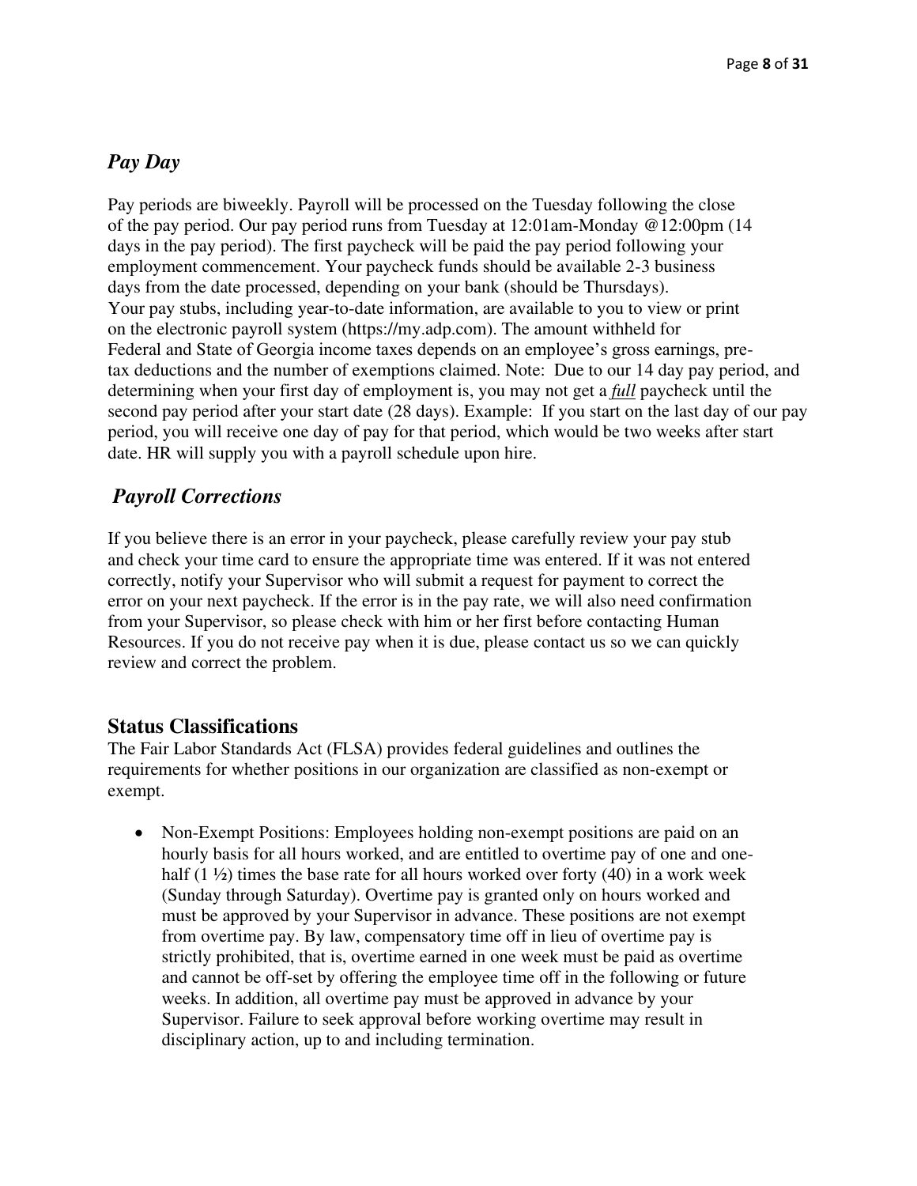## *Pay Day*

Pay periods are biweekly. Payroll will be processed on the Tuesday following the close of the pay period. Our pay period runs from Tuesday at 12:01am-Monday @12:00pm (14 days in the pay period). The first paycheck will be paid the pay period following your employment commencement. Your paycheck funds should be available 2-3 business days from the date processed, depending on your bank (should be Thursdays). Your pay stubs, including year-to-date information, are available to you to view or print on the electronic payroll system (https://my.adp.com). The amount withheld for Federal and State of Georgia income taxes depends on an employee's gross earnings, pre-tax deductions and the number of exemptions claimed. Note: Due to our 14 day pay period, and determining when your first day of employment is, you may not get a ***full*** paycheck until the second pay period after your start date (28 days). Example: If you start on the last day of our pay period, you will receive one day of pay for that period, which would be two weeks after start date. HR will supply you with a payroll schedule upon hire.

## *Payroll Corrections*

If you believe there is an error in your paycheck, please carefully review your pay stub and check your time card to ensure the appropriate time was entered. If it was not entered correctly, notify your Supervisor who will submit a request for payment to correct the error on your next paycheck. If the error is in the pay rate, we will also need confirmation from your Supervisor, so please check with him or her first before contacting Human Resources. If you do not receive pay when it is due, please contact us so we can quickly review and correct the problem.

## Status Classifications

The Fair Labor Standards Act (FLSA) provides federal guidelines and outlines the requirements for whether positions in our organization are classified as non-exempt or exempt.

- Non-Exempt Positions: Employees holding non-exempt positions are paid on an hourly basis for all hours worked, and are entitled to overtime pay of one and one-half (1 ½) times the base rate for all hours worked over forty (40) in a work week (Sunday through Saturday). Overtime pay is granted only on hours worked and must be approved by your Supervisor in advance. These positions are not exempt from overtime pay. By law, compensatory time off in lieu of overtime pay is strictly prohibited, that is, overtime earned in one week must be paid as overtime and cannot be off-set by offering the employee time off in the following or future weeks. In addition, all overtime pay must be approved in advance by your Supervisor. Failure to seek approval before working overtime may result in disciplinary action, up to and including termination.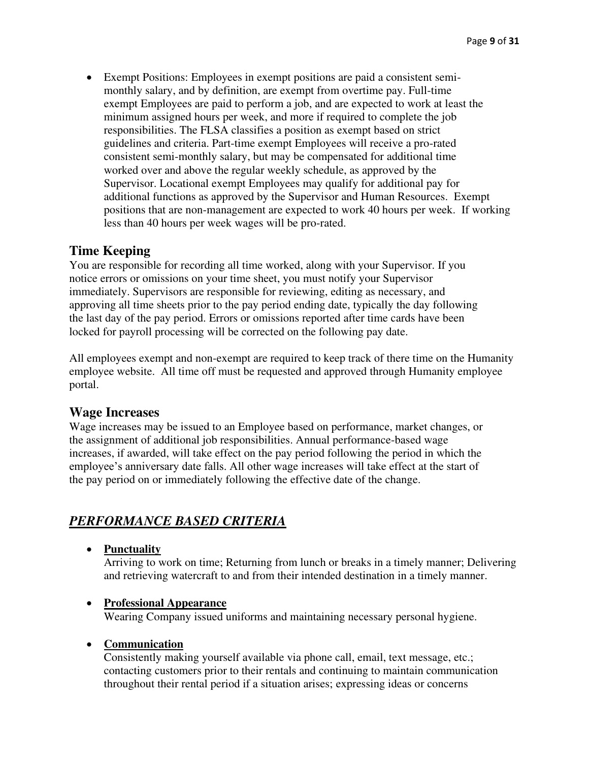- Exempt Positions: Employees in exempt positions are paid a consistent semi-monthly salary, and by definition, are exempt from overtime pay. Full-time exempt Employees are paid to perform a job, and are expected to work at least the minimum assigned hours per week, and more if required to complete the job responsibilities. The FLSA classifies a position as exempt based on strict guidelines and criteria. Part-time exempt Employees will receive a pro-rated consistent semi-monthly salary, but may be compensated for additional time worked over and above the regular weekly schedule, as approved by the Supervisor. Locational exempt Employees may qualify for additional pay for additional functions as approved by the Supervisor and Human Resources. Exempt positions that are non-management are expected to work 40 hours per week. If working less than 40 hours per week wages will be pro-rated.

## Time Keeping

You are responsible for recording all time worked, along with your Supervisor. If you notice errors or omissions on your time sheet, you must notify your Supervisor immediately. Supervisors are responsible for reviewing, editing as necessary, and approving all time sheets prior to the pay period ending date, typically the day following the last day of the pay period. Errors or omissions reported after time cards have been locked for payroll processing will be corrected on the following pay date.

All employees exempt and non-exempt are required to keep track of there time on the Humanity employee website. All time off must be requested and approved through Humanity employee portal.

## Wage Increases

Wage increases may be issued to an Employee based on performance, market changes, or the assignment of additional job responsibilities. Annual performance-based wage increases, if awarded, will take effect on the pay period following the period in which the employee's anniversary date falls. All other wage increases will take effect at the start of the pay period on or immediately following the effective date of the change.

## ***PERFORMANCE BASED CRITERIA***

- **Punctuality**
  Arriving to work on time; Returning from lunch or breaks in a timely manner; Delivering and retrieving watercraft to and from their intended destination in a timely manner.

- **Professional Appearance**
  Wearing Company issued uniforms and maintaining necessary personal hygiene.

- **Communication**
  Consistently making yourself available via phone call, email, text message, etc.; contacting customers prior to their rentals and continuing to maintain communication throughout their rental period if a situation arises; expressing ideas or concerns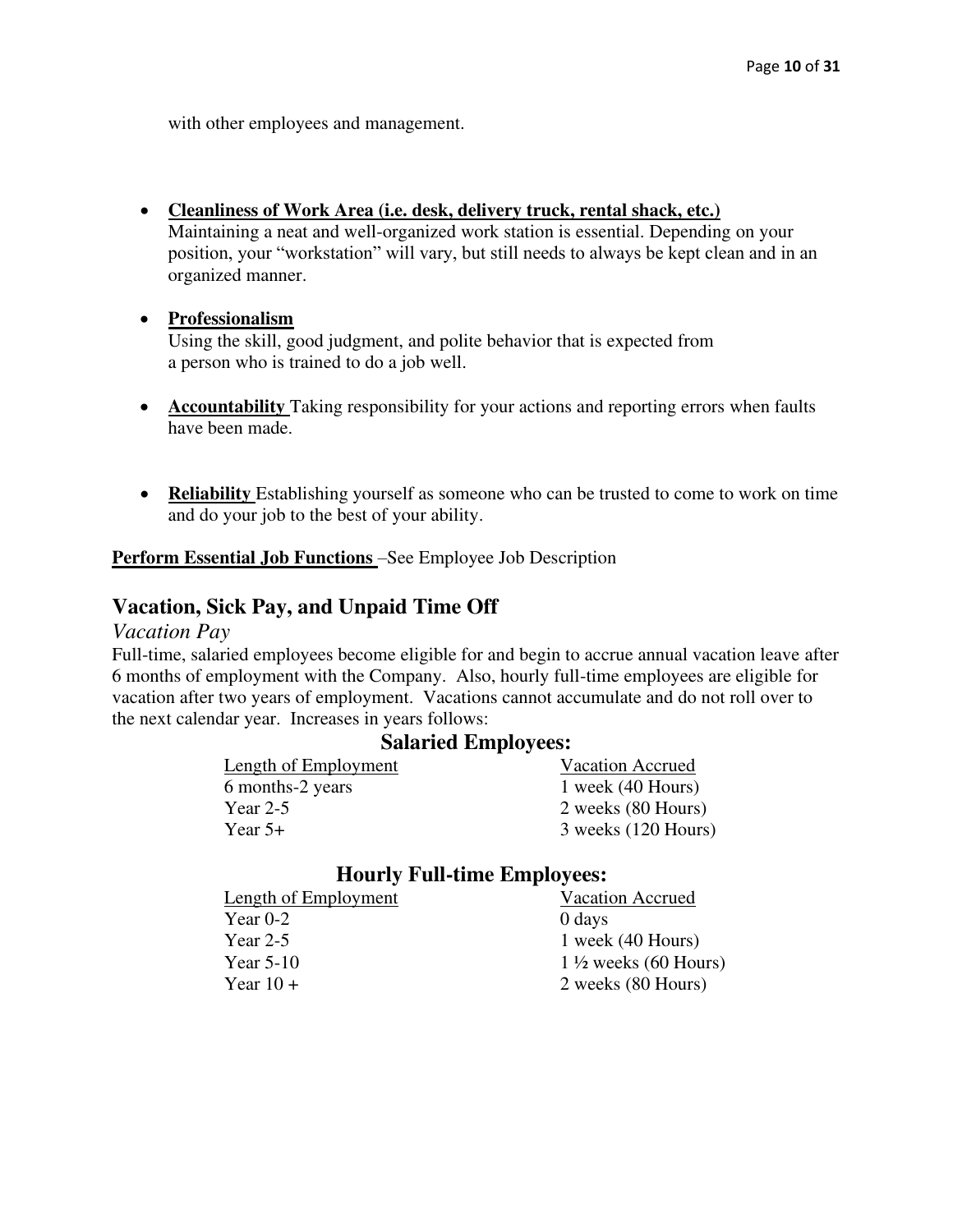with other employees and management.

- **Cleanliness of Work Area (i.e. desk, delivery truck, rental shack, etc.)**
  Maintaining a neat and well-organized work station is essential. Depending on your position, your "workstation" will vary, but still needs to always be kept clean and in an organized manner.

- **Professionalism**
  Using the skill, good judgment, and polite behavior that is expected from a person who is trained to do a job well.

- **Accountability** Taking responsibility for your actions and reporting errors when faults have been made.

- **Reliability** Establishing yourself as someone who can be trusted to come to work on time and do your job to the best of your ability.

**Perform Essential Job Functions** –See Employee Job Description

## Vacation, Sick Pay, and Unpaid Time Off

### *Vacation Pay*

Full-time, salaried employees become eligible for and begin to accrue annual vacation leave after 6 months of employment with the Company. Also, hourly full-time employees are eligible for vacation after two years of employment. Vacations cannot accumulate and do not roll over to the next calendar year. Increases in years follows:

**Salaried Employees:**

| Length of Employment | Vacation Accrued |
|---|---|
| 6 months-2 years | 1 week (40 Hours) |
| Year 2-5 | 2 weeks (80 Hours) |
| Year 5+ | 3 weeks (120 Hours) |

**Hourly Full-time Employees:**

| Length of Employment | Vacation Accrued |
|---|---|
| Year 0-2 | 0 days |
| Year 2-5 | 1 week (40 Hours) |
| Year 5-10 | 1 ½ weeks (60 Hours) |
| Year 10 + | 2 weeks (80 Hours) |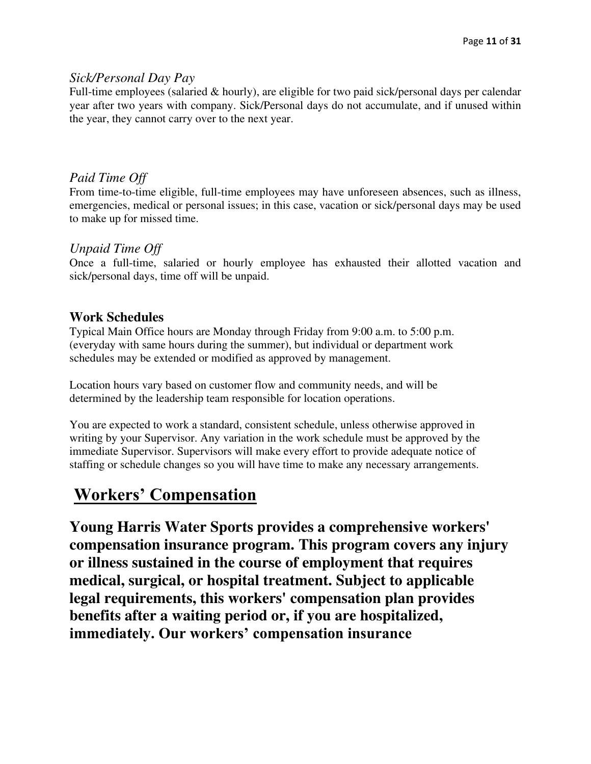*Sick/Personal Day Pay*
Full-time employees (salaried & hourly), are eligible for two paid sick/personal days per calendar year after two years with company. Sick/Personal days do not accumulate, and if unused within the year, they cannot carry over to the next year.

*Paid Time Off*
From time-to-time eligible, full-time employees may have unforeseen absences, such as illness, emergencies, medical or personal issues; in this case, vacation or sick/personal days may be used to make up for missed time.

*Unpaid Time Off*
Once a full-time, salaried or hourly employee has exhausted their allotted vacation and sick/personal days, time off will be unpaid.

**Work Schedules**
Typical Main Office hours are Monday through Friday from 9:00 a.m. to 5:00 p.m. (everyday with same hours during the summer), but individual or department work schedules may be extended or modified as approved by management.

Location hours vary based on customer flow and community needs, and will be determined by the leadership team responsible for location operations.

You are expected to work a standard, consistent schedule, unless otherwise approved in writing by your Supervisor. Any variation in the work schedule must be approved by the immediate Supervisor. Supervisors will make every effort to provide adequate notice of staffing or schedule changes so you will have time to make any necessary arrangements.

## <u>Workers' Compensation</u>

**Young Harris Water Sports provides a comprehensive workers' compensation insurance program. This program covers any injury or illness sustained in the course of employment that requires medical, surgical, or hospital treatment. Subject to applicable legal requirements, this workers' compensation plan provides benefits after a waiting period or, if you are hospitalized, immediately. Our workers' compensation insurance**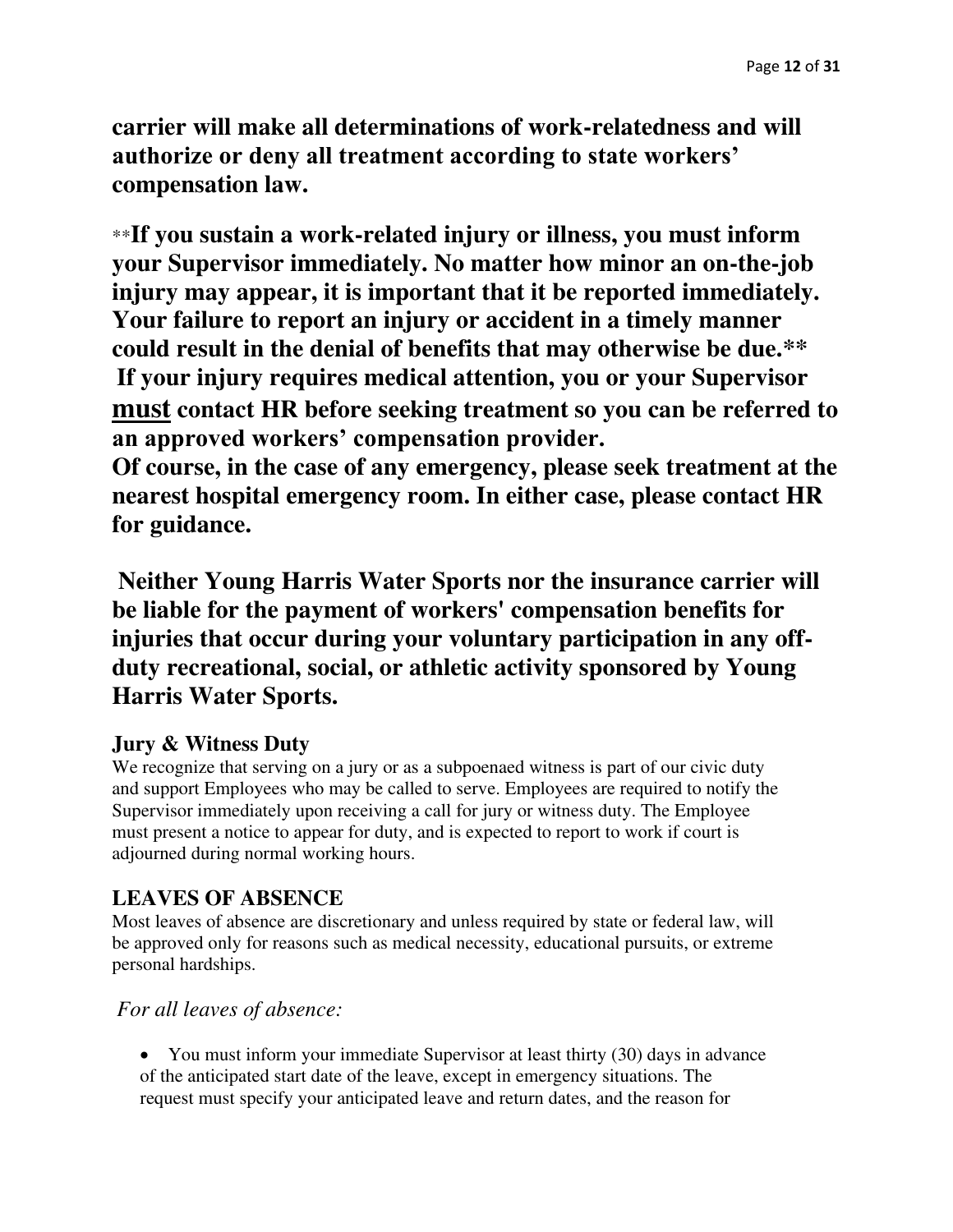**carrier will make all determinations of work-relatedness and will authorize or deny all treatment according to state workers' compensation law.**

**If you sustain a work-related injury or illness, you must inform your Supervisor immediately. No matter how minor an on-the-job injury may appear, it is important that it be reported immediately. Your failure to report an injury or accident in a timely manner could result in the denial of benefits that may otherwise be due.**
**If your injury requires medical attention, you or your Supervisor <u>must</u> contact HR before seeking treatment so you can be referred to an approved workers' compensation provider.**
**Of course, in the case of any emergency, please seek treatment at the nearest hospital emergency room. In either case, please contact HR for guidance.**

**Neither Young Harris Water Sports nor the insurance carrier will be liable for the payment of workers' compensation benefits for injuries that occur during your voluntary participation in any off-duty recreational, social, or athletic activity sponsored by Young Harris Water Sports.**

### Jury & Witness Duty

We recognize that serving on a jury or as a subpoenaed witness is part of our civic duty and support Employees who may be called to serve. Employees are required to notify the Supervisor immediately upon receiving a call for jury or witness duty. The Employee must present a notice to appear for duty, and is expected to report to work if court is adjourned during normal working hours.

## LEAVES OF ABSENCE

Most leaves of absence are discretionary and unless required by state or federal law, will be approved only for reasons such as medical necessity, educational pursuits, or extreme personal hardships.

*For all leaves of absence:*

- You must inform your immediate Supervisor at least thirty (30) days in advance of the anticipated start date of the leave, except in emergency situations. The request must specify your anticipated leave and return dates, and the reason for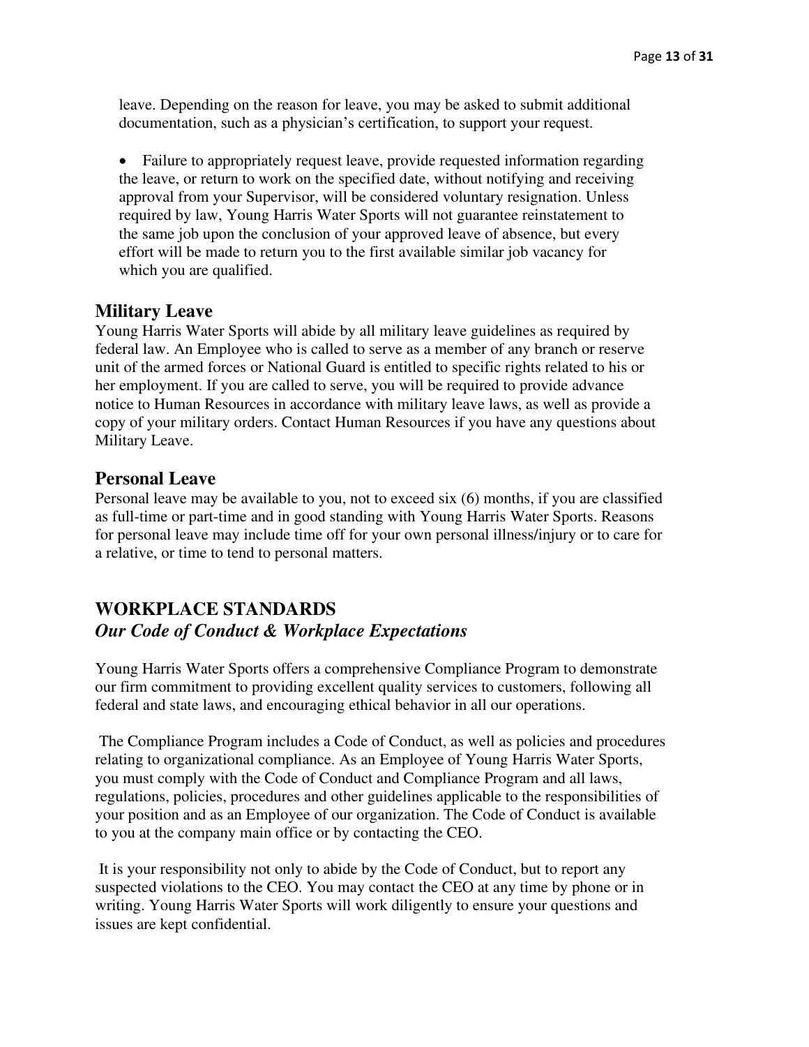leave. Depending on the reason for leave, you may be asked to submit additional documentation, such as a physician's certification, to support your request.

- Failure to appropriately request leave, provide requested information regarding the leave, or return to work on the specified date, without notifying and receiving approval from your Supervisor, will be considered voluntary resignation. Unless required by law, Young Harris Water Sports will not guarantee reinstatement to the same job upon the conclusion of your approved leave of absence, but every effort will be made to return you to the first available similar job vacancy for which you are qualified.

## Military Leave

Young Harris Water Sports will abide by all military leave guidelines as required by federal law. An Employee who is called to serve as a member of any branch or reserve unit of the armed forces or National Guard is entitled to specific rights related to his or her employment. If you are called to serve, you will be required to provide advance notice to Human Resources in accordance with military leave laws, as well as provide a copy of your military orders. Contact Human Resources if you have any questions about Military Leave.

## Personal Leave

Personal leave may be available to you, not to exceed six (6) months, if you are classified as full-time or part-time and in good standing with Young Harris Water Sports. Reasons for personal leave may include time off for your own personal illness/injury or to care for a relative, or time to tend to personal matters.

# WORKPLACE STANDARDS

## *Our Code of Conduct & Workplace Expectations*

Young Harris Water Sports offers a comprehensive Compliance Program to demonstrate our firm commitment to providing excellent quality services to customers, following all federal and state laws, and encouraging ethical behavior in all our operations.

The Compliance Program includes a Code of Conduct, as well as policies and procedures relating to organizational compliance. As an Employee of Young Harris Water Sports, you must comply with the Code of Conduct and Compliance Program and all laws, regulations, policies, procedures and other guidelines applicable to the responsibilities of your position and as an Employee of our organization. The Code of Conduct is available to you at the company main office or by contacting the CEO.

It is your responsibility not only to abide by the Code of Conduct, but to report any suspected violations to the CEO. You may contact the CEO at any time by phone or in writing. Young Harris Water Sports will work diligently to ensure your questions and issues are kept confidential.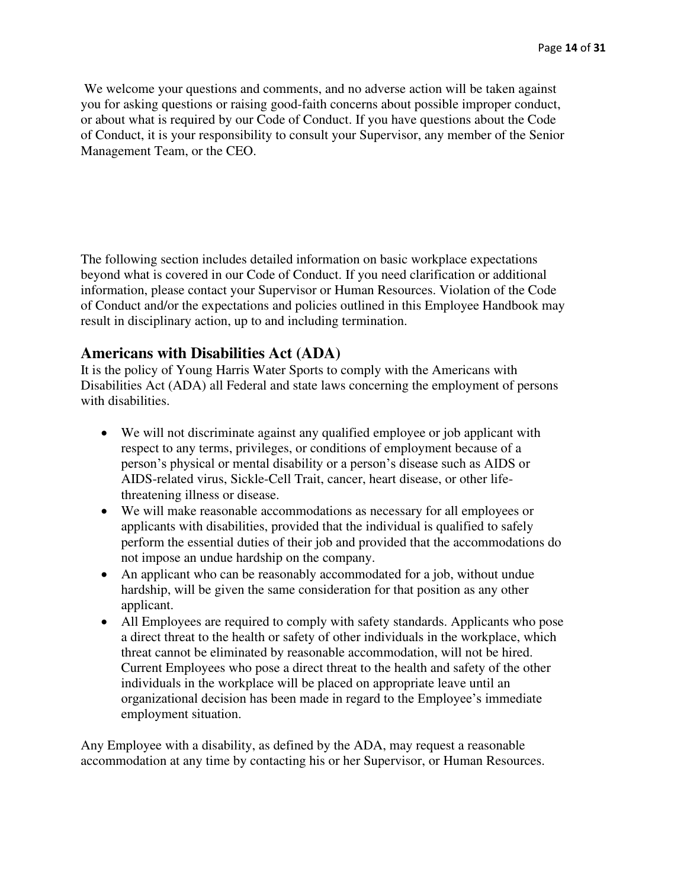We welcome your questions and comments, and no adverse action will be taken against you for asking questions or raising good-faith concerns about possible improper conduct, or about what is required by our Code of Conduct. If you have questions about the Code of Conduct, it is your responsibility to consult your Supervisor, any member of the Senior Management Team, or the CEO.

The following section includes detailed information on basic workplace expectations beyond what is covered in our Code of Conduct. If you need clarification or additional information, please contact your Supervisor or Human Resources. Violation of the Code of Conduct and/or the expectations and policies outlined in this Employee Handbook may result in disciplinary action, up to and including termination.

## Americans with Disabilities Act (ADA)

It is the policy of Young Harris Water Sports to comply with the Americans with Disabilities Act (ADA) all Federal and state laws concerning the employment of persons with disabilities.

- We will not discriminate against any qualified employee or job applicant with respect to any terms, privileges, or conditions of employment because of a person's physical or mental disability or a person's disease such as AIDS or AIDS-related virus, Sickle-Cell Trait, cancer, heart disease, or other life-threatening illness or disease.
- We will make reasonable accommodations as necessary for all employees or applicants with disabilities, provided that the individual is qualified to safely perform the essential duties of their job and provided that the accommodations do not impose an undue hardship on the company.
- An applicant who can be reasonably accommodated for a job, without undue hardship, will be given the same consideration for that position as any other applicant.
- All Employees are required to comply with safety standards. Applicants who pose a direct threat to the health or safety of other individuals in the workplace, which threat cannot be eliminated by reasonable accommodation, will not be hired. Current Employees who pose a direct threat to the health and safety of the other individuals in the workplace will be placed on appropriate leave until an organizational decision has been made in regard to the Employee's immediate employment situation.

Any Employee with a disability, as defined by the ADA, may request a reasonable accommodation at any time by contacting his or her Supervisor, or Human Resources.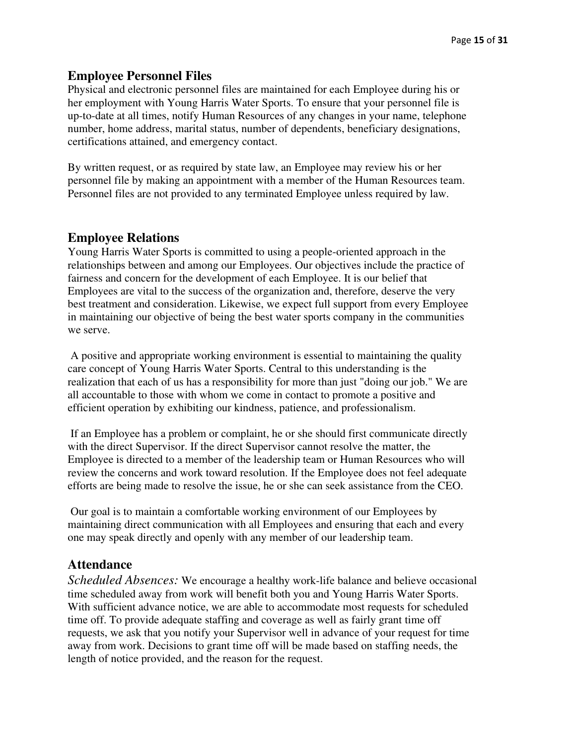## Employee Personnel Files

Physical and electronic personnel files are maintained for each Employee during his or her employment with Young Harris Water Sports. To ensure that your personnel file is up-to-date at all times, notify Human Resources of any changes in your name, telephone number, home address, marital status, number of dependents, beneficiary designations, certifications attained, and emergency contact.

By written request, or as required by state law, an Employee may review his or her personnel file by making an appointment with a member of the Human Resources team. Personnel files are not provided to any terminated Employee unless required by law.

## Employee Relations

Young Harris Water Sports is committed to using a people-oriented approach in the relationships between and among our Employees. Our objectives include the practice of fairness and concern for the development of each Employee. It is our belief that Employees are vital to the success of the organization and, therefore, deserve the very best treatment and consideration. Likewise, we expect full support from every Employee in maintaining our objective of being the best water sports company in the communities we serve.

A positive and appropriate working environment is essential to maintaining the quality care concept of Young Harris Water Sports. Central to this understanding is the realization that each of us has a responsibility for more than just "doing our job." We are all accountable to those with whom we come in contact to promote a positive and efficient operation by exhibiting our kindness, patience, and professionalism.

If an Employee has a problem or complaint, he or she should first communicate directly with the direct Supervisor. If the direct Supervisor cannot resolve the matter, the Employee is directed to a member of the leadership team or Human Resources who will review the concerns and work toward resolution. If the Employee does not feel adequate efforts are being made to resolve the issue, he or she can seek assistance from the CEO.

Our goal is to maintain a comfortable working environment of our Employees by maintaining direct communication with all Employees and ensuring that each and every one may speak directly and openly with any member of our leadership team.

## Attendance

*Scheduled Absences:* We encourage a healthy work-life balance and believe occasional time scheduled away from work will benefit both you and Young Harris Water Sports. With sufficient advance notice, we are able to accommodate most requests for scheduled time off. To provide adequate staffing and coverage as well as fairly grant time off requests, we ask that you notify your Supervisor well in advance of your request for time away from work. Decisions to grant time off will be made based on staffing needs, the length of notice provided, and the reason for the request.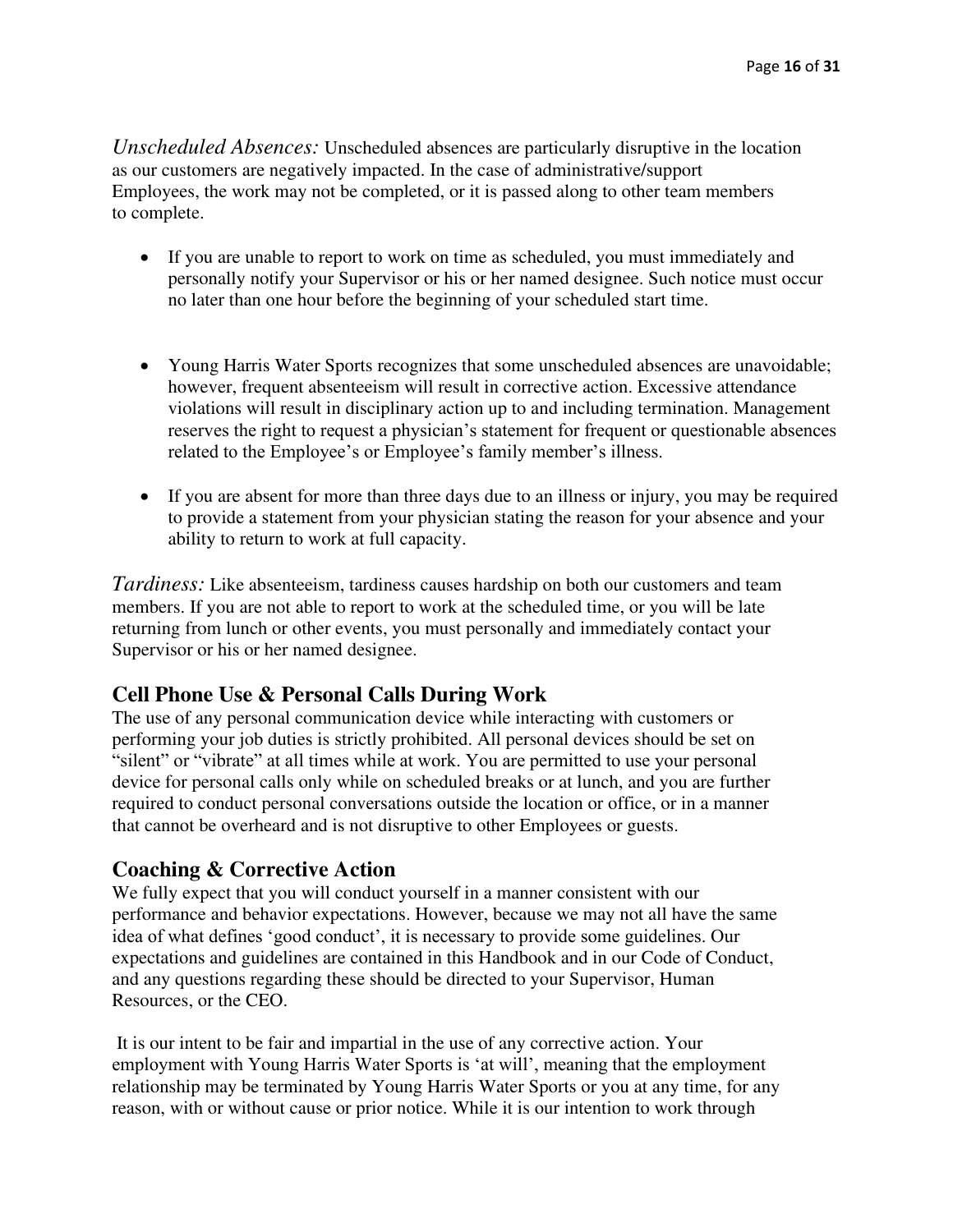*Unscheduled Absences:* Unscheduled absences are particularly disruptive in the location as our customers are negatively impacted. In the case of administrative/support Employees, the work may not be completed, or it is passed along to other team members to complete.

- If you are unable to report to work on time as scheduled, you must immediately and personally notify your Supervisor or his or her named designee. Such notice must occur no later than one hour before the beginning of your scheduled start time.

- Young Harris Water Sports recognizes that some unscheduled absences are unavoidable; however, frequent absenteeism will result in corrective action. Excessive attendance violations will result in disciplinary action up to and including termination. Management reserves the right to request a physician's statement for frequent or questionable absences related to the Employee's or Employee's family member's illness.

- If you are absent for more than three days due to an illness or injury, you may be required to provide a statement from your physician stating the reason for your absence and your ability to return to work at full capacity.

*Tardiness:* Like absenteeism, tardiness causes hardship on both our customers and team members. If you are not able to report to work at the scheduled time, or you will be late returning from lunch or other events, you must personally and immediately contact your Supervisor or his or her named designee.

## Cell Phone Use & Personal Calls During Work

The use of any personal communication device while interacting with customers or performing your job duties is strictly prohibited. All personal devices should be set on "silent" or "vibrate" at all times while at work. You are permitted to use your personal device for personal calls only while on scheduled breaks or at lunch, and you are further required to conduct personal conversations outside the location or office, or in a manner that cannot be overheard and is not disruptive to other Employees or guests.

## Coaching & Corrective Action

We fully expect that you will conduct yourself in a manner consistent with our performance and behavior expectations. However, because we may not all have the same idea of what defines 'good conduct', it is necessary to provide some guidelines. Our expectations and guidelines are contained in this Handbook and in our Code of Conduct, and any questions regarding these should be directed to your Supervisor, Human Resources, or the CEO.

It is our intent to be fair and impartial in the use of any corrective action. Your employment with Young Harris Water Sports is 'at will', meaning that the employment relationship may be terminated by Young Harris Water Sports or you at any time, for any reason, with or without cause or prior notice. While it is our intention to work through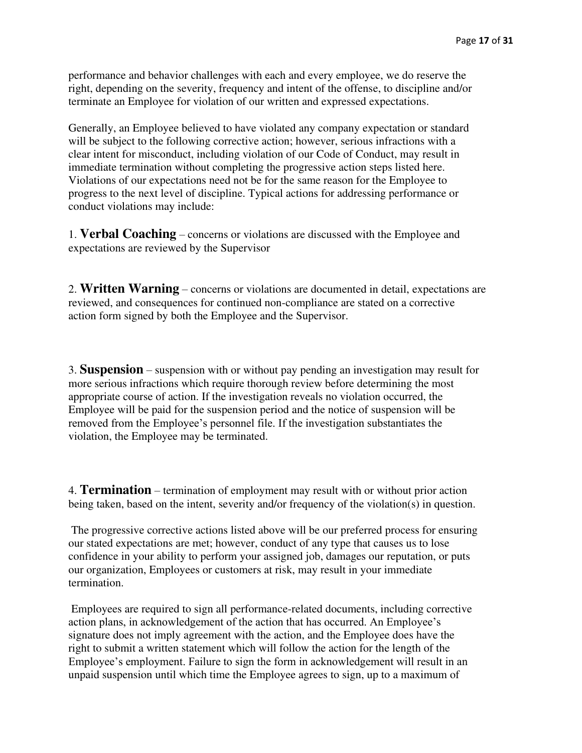performance and behavior challenges with each and every employee, we do reserve the right, depending on the severity, frequency and intent of the offense, to discipline and/or terminate an Employee for violation of our written and expressed expectations.

Generally, an Employee believed to have violated any company expectation or standard will be subject to the following corrective action; however, serious infractions with a clear intent for misconduct, including violation of our Code of Conduct, may result in immediate termination without completing the progressive action steps listed here. Violations of our expectations need not be for the same reason for the Employee to progress to the next level of discipline. Typical actions for addressing performance or conduct violations may include:

1. **Verbal Coaching** – concerns or violations are discussed with the Employee and expectations are reviewed by the Supervisor

2. **Written Warning** – concerns or violations are documented in detail, expectations are reviewed, and consequences for continued non-compliance are stated on a corrective action form signed by both the Employee and the Supervisor.

3. **Suspension** – suspension with or without pay pending an investigation may result for more serious infractions which require thorough review before determining the most appropriate course of action. If the investigation reveals no violation occurred, the Employee will be paid for the suspension period and the notice of suspension will be removed from the Employee's personnel file. If the investigation substantiates the violation, the Employee may be terminated.

4. **Termination** – termination of employment may result with or without prior action being taken, based on the intent, severity and/or frequency of the violation(s) in question.

The progressive corrective actions listed above will be our preferred process for ensuring our stated expectations are met; however, conduct of any type that causes us to lose confidence in your ability to perform your assigned job, damages our reputation, or puts our organization, Employees or customers at risk, may result in your immediate termination.

Employees are required to sign all performance-related documents, including corrective action plans, in acknowledgement of the action that has occurred. An Employee's signature does not imply agreement with the action, and the Employee does have the right to submit a written statement which will follow the action for the length of the Employee's employment. Failure to sign the form in acknowledgement will result in an unpaid suspension until which time the Employee agrees to sign, up to a maximum of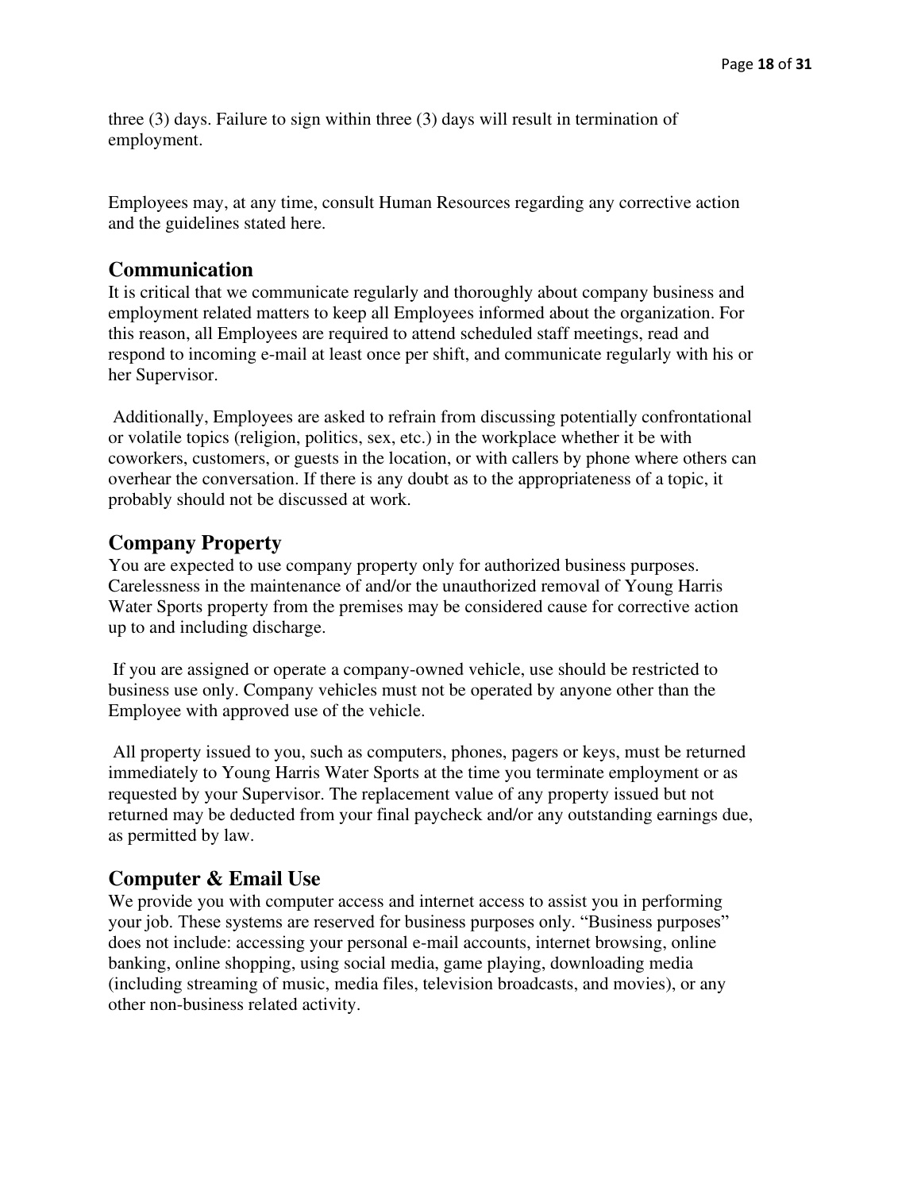three (3) days. Failure to sign within three (3) days will result in termination of employment.

Employees may, at any time, consult Human Resources regarding any corrective action and the guidelines stated here.

## Communication

It is critical that we communicate regularly and thoroughly about company business and employment related matters to keep all Employees informed about the organization. For this reason, all Employees are required to attend scheduled staff meetings, read and respond to incoming e-mail at least once per shift, and communicate regularly with his or her Supervisor.

Additionally, Employees are asked to refrain from discussing potentially confrontational or volatile topics (religion, politics, sex, etc.) in the workplace whether it be with coworkers, customers, or guests in the location, or with callers by phone where others can overhear the conversation. If there is any doubt as to the appropriateness of a topic, it probably should not be discussed at work.

## Company Property

You are expected to use company property only for authorized business purposes. Carelessness in the maintenance of and/or the unauthorized removal of Young Harris Water Sports property from the premises may be considered cause for corrective action up to and including discharge.

If you are assigned or operate a company-owned vehicle, use should be restricted to business use only. Company vehicles must not be operated by anyone other than the Employee with approved use of the vehicle.

All property issued to you, such as computers, phones, pagers or keys, must be returned immediately to Young Harris Water Sports at the time you terminate employment or as requested by your Supervisor. The replacement value of any property issued but not returned may be deducted from your final paycheck and/or any outstanding earnings due, as permitted by law.

## Computer & Email Use

We provide you with computer access and internet access to assist you in performing your job. These systems are reserved for business purposes only. "Business purposes" does not include: accessing your personal e-mail accounts, internet browsing, online banking, online shopping, using social media, game playing, downloading media (including streaming of music, media files, television broadcasts, and movies), or any other non-business related activity.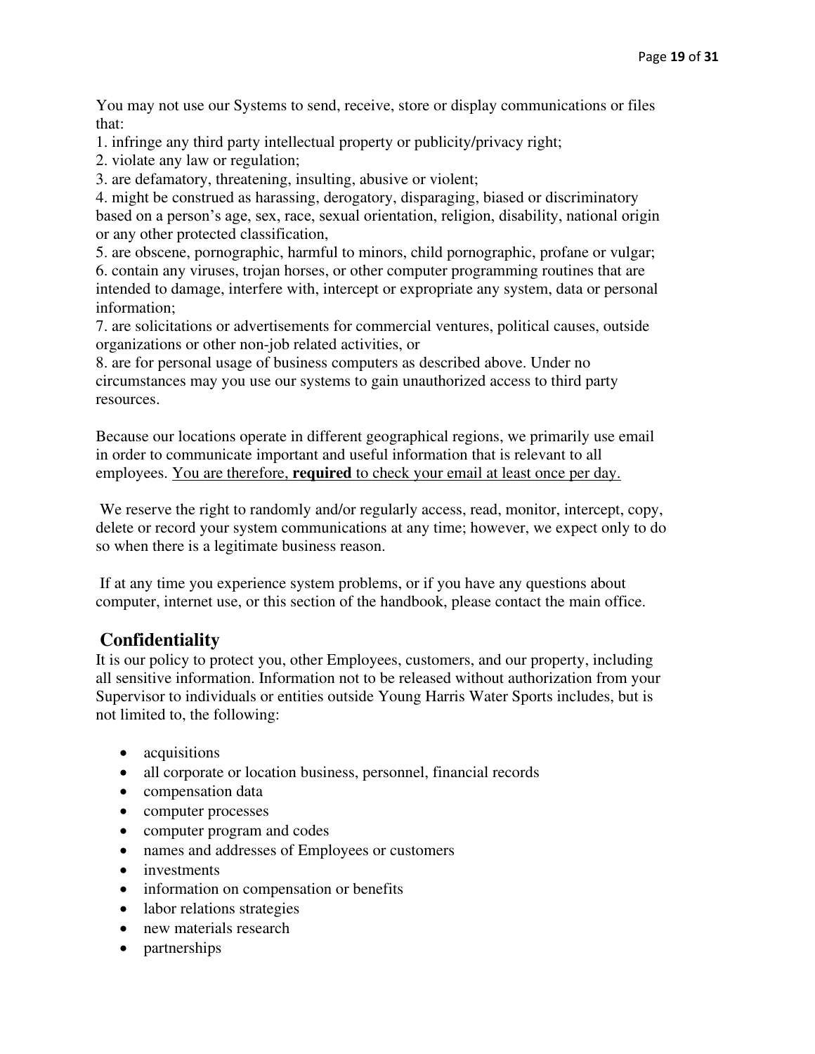You may not use our Systems to send, receive, store or display communications or files that:

1. infringe any third party intellectual property or publicity/privacy right;
2. violate any law or regulation;
3. are defamatory, threatening, insulting, abusive or violent;
4. might be construed as harassing, derogatory, disparaging, biased or discriminatory based on a person's age, sex, race, sexual orientation, religion, disability, national origin or any other protected classification,
5. are obscene, pornographic, harmful to minors, child pornographic, profane or vulgar;
6. contain any viruses, trojan horses, or other computer programming routines that are intended to damage, interfere with, intercept or expropriate any system, data or personal information;
7. are solicitations or advertisements for commercial ventures, political causes, outside organizations or other non-job related activities, or
8. are for personal usage of business computers as described above. Under no circumstances may you use our systems to gain unauthorized access to third party resources.

Because our locations operate in different geographical regions, we primarily use email in order to communicate important and useful information that is relevant to all employees. <u>You are therefore, **required** to check your email at least once per day.</u>

We reserve the right to randomly and/or regularly access, read, monitor, intercept, copy, delete or record your system communications at any time; however, we expect only to do so when there is a legitimate business reason.

If at any time you experience system problems, or if you have any questions about computer, internet use, or this section of the handbook, please contact the main office.

## Confidentiality

It is our policy to protect you, other Employees, customers, and our property, including all sensitive information. Information not to be released without authorization from your Supervisor to individuals or entities outside Young Harris Water Sports includes, but is not limited to, the following:

- acquisitions
- all corporate or location business, personnel, financial records
- compensation data
- computer processes
- computer program and codes
- names and addresses of Employees or customers
- investments
- information on compensation or benefits
- labor relations strategies
- new materials research
- partnerships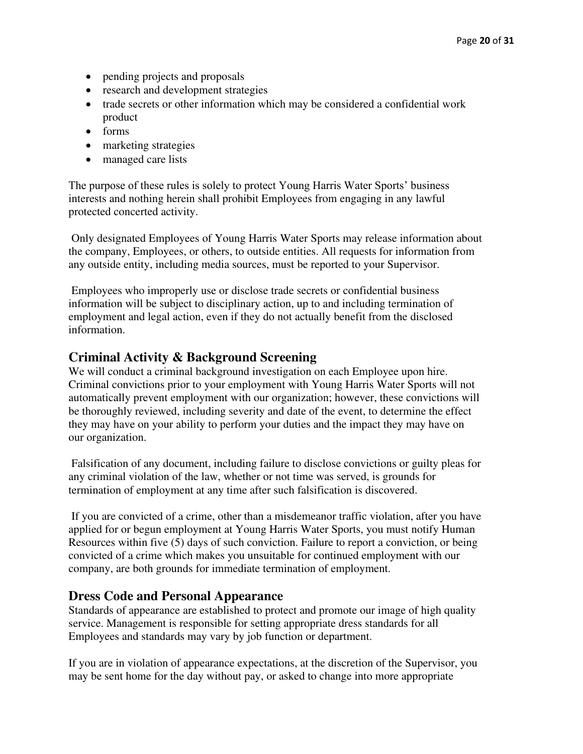- pending projects and proposals
- research and development strategies
- trade secrets or other information which may be considered a confidential work product
- forms
- marketing strategies
- managed care lists

The purpose of these rules is solely to protect Young Harris Water Sports' business interests and nothing herein shall prohibit Employees from engaging in any lawful protected concerted activity.

Only designated Employees of Young Harris Water Sports may release information about the company, Employees, or others, to outside entities. All requests for information from any outside entity, including media sources, must be reported to your Supervisor.

Employees who improperly use or disclose trade secrets or confidential business information will be subject to disciplinary action, up to and including termination of employment and legal action, even if they do not actually benefit from the disclosed information.

## Criminal Activity & Background Screening

We will conduct a criminal background investigation on each Employee upon hire. Criminal convictions prior to your employment with Young Harris Water Sports will not automatically prevent employment with our organization; however, these convictions will be thoroughly reviewed, including severity and date of the event, to determine the effect they may have on your ability to perform your duties and the impact they may have on our organization.

Falsification of any document, including failure to disclose convictions or guilty pleas for any criminal violation of the law, whether or not time was served, is grounds for termination of employment at any time after such falsification is discovered.

If you are convicted of a crime, other than a misdemeanor traffic violation, after you have applied for or begun employment at Young Harris Water Sports, you must notify Human Resources within five (5) days of such conviction. Failure to report a conviction, or being convicted of a crime which makes you unsuitable for continued employment with our company, are both grounds for immediate termination of employment.

## Dress Code and Personal Appearance

Standards of appearance are established to protect and promote our image of high quality service. Management is responsible for setting appropriate dress standards for all Employees and standards may vary by job function or department.

If you are in violation of appearance expectations, at the discretion of the Supervisor, you may be sent home for the day without pay, or asked to change into more appropriate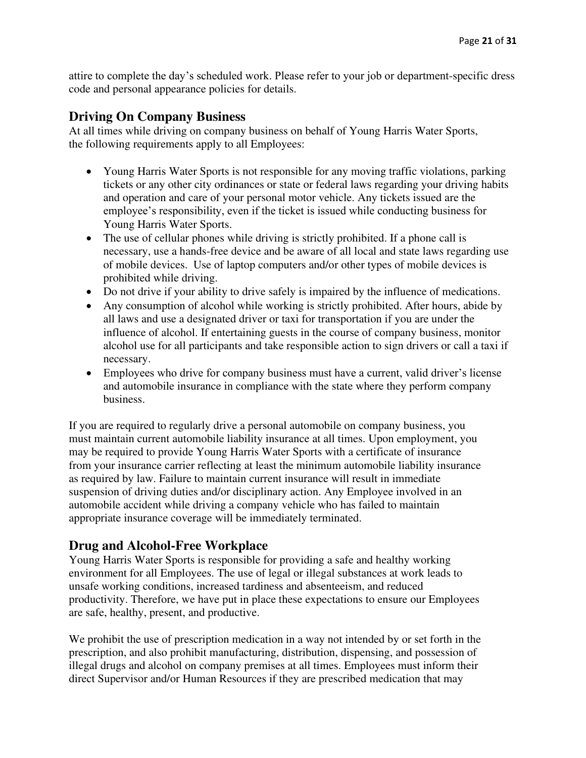attire to complete the day's scheduled work. Please refer to your job or department-specific dress code and personal appearance policies for details.

## Driving On Company Business

At all times while driving on company business on behalf of Young Harris Water Sports, the following requirements apply to all Employees:

- Young Harris Water Sports is not responsible for any moving traffic violations, parking tickets or any other city ordinances or state or federal laws regarding your driving habits and operation and care of your personal motor vehicle. Any tickets issued are the employee's responsibility, even if the ticket is issued while conducting business for Young Harris Water Sports.
- The use of cellular phones while driving is strictly prohibited. If a phone call is necessary, use a hands-free device and be aware of all local and state laws regarding use of mobile devices. Use of laptop computers and/or other types of mobile devices is prohibited while driving.
- Do not drive if your ability to drive safely is impaired by the influence of medications.
- Any consumption of alcohol while working is strictly prohibited. After hours, abide by all laws and use a designated driver or taxi for transportation if you are under the influence of alcohol. If entertaining guests in the course of company business, monitor alcohol use for all participants and take responsible action to sign drivers or call a taxi if necessary.
- Employees who drive for company business must have a current, valid driver's license and automobile insurance in compliance with the state where they perform company business.

If you are required to regularly drive a personal automobile on company business, you must maintain current automobile liability insurance at all times. Upon employment, you may be required to provide Young Harris Water Sports with a certificate of insurance from your insurance carrier reflecting at least the minimum automobile liability insurance as required by law. Failure to maintain current insurance will result in immediate suspension of driving duties and/or disciplinary action. Any Employee involved in an automobile accident while driving a company vehicle who has failed to maintain appropriate insurance coverage will be immediately terminated.

## Drug and Alcohol-Free Workplace

Young Harris Water Sports is responsible for providing a safe and healthy working environment for all Employees. The use of legal or illegal substances at work leads to unsafe working conditions, increased tardiness and absenteeism, and reduced productivity. Therefore, we have put in place these expectations to ensure our Employees are safe, healthy, present, and productive.

We prohibit the use of prescription medication in a way not intended by or set forth in the prescription, and also prohibit manufacturing, distribution, dispensing, and possession of illegal drugs and alcohol on company premises at all times. Employees must inform their direct Supervisor and/or Human Resources if they are prescribed medication that may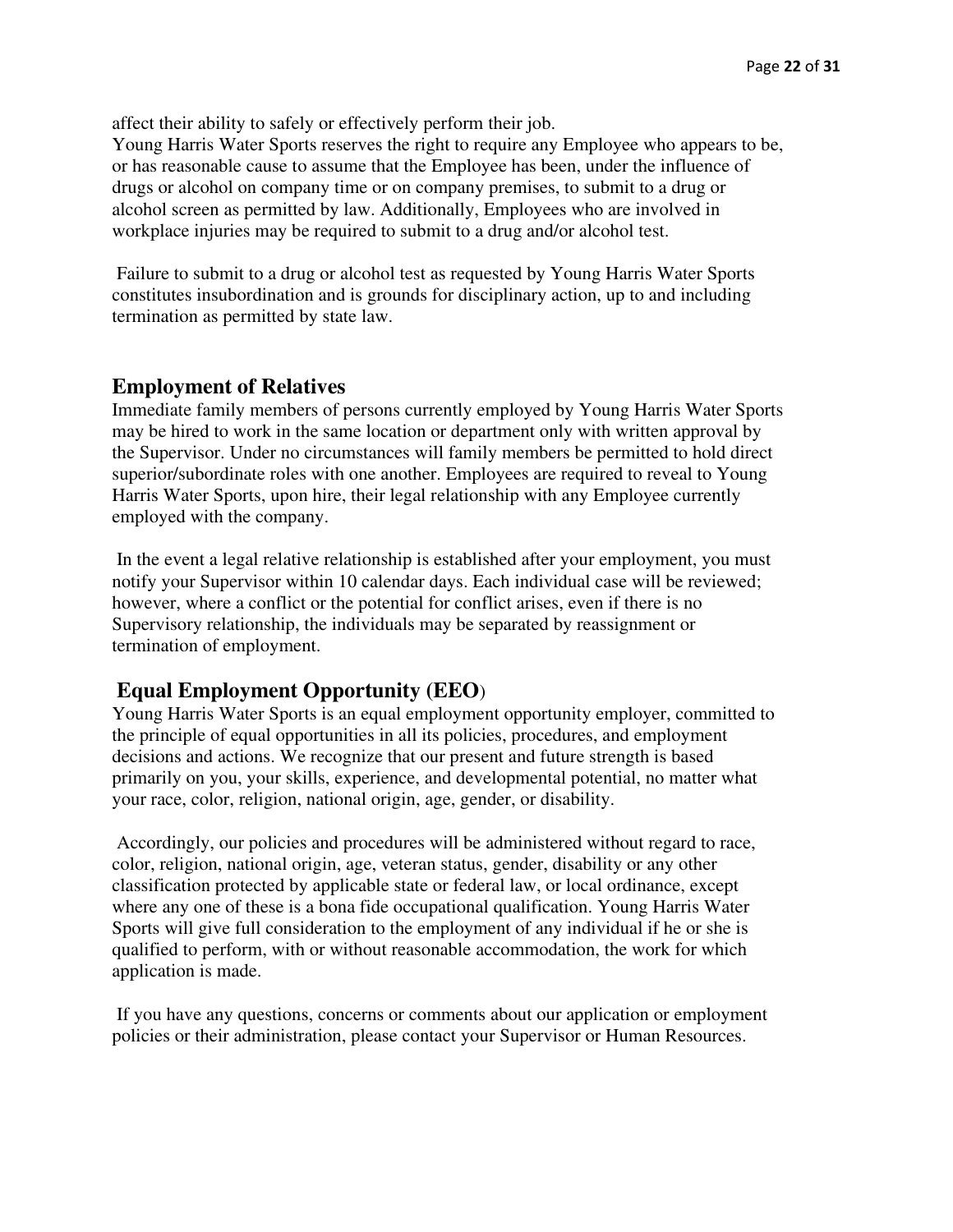affect their ability to safely or effectively perform their job.

Young Harris Water Sports reserves the right to require any Employee who appears to be, or has reasonable cause to assume that the Employee has been, under the influence of drugs or alcohol on company time or on company premises, to submit to a drug or alcohol screen as permitted by law. Additionally, Employees who are involved in workplace injuries may be required to submit to a drug and/or alcohol test.

Failure to submit to a drug or alcohol test as requested by Young Harris Water Sports constitutes insubordination and is grounds for disciplinary action, up to and including termination as permitted by state law.

## Employment of Relatives

Immediate family members of persons currently employed by Young Harris Water Sports may be hired to work in the same location or department only with written approval by the Supervisor. Under no circumstances will family members be permitted to hold direct superior/subordinate roles with one another. Employees are required to reveal to Young Harris Water Sports, upon hire, their legal relationship with any Employee currently employed with the company.

In the event a legal relative relationship is established after your employment, you must notify your Supervisor within 10 calendar days. Each individual case will be reviewed; however, where a conflict or the potential for conflict arises, even if there is no Supervisory relationship, the individuals may be separated by reassignment or termination of employment.

## Equal Employment Opportunity (EEO)

Young Harris Water Sports is an equal employment opportunity employer, committed to the principle of equal opportunities in all its policies, procedures, and employment decisions and actions. We recognize that our present and future strength is based primarily on you, your skills, experience, and developmental potential, no matter what your race, color, religion, national origin, age, gender, or disability.

Accordingly, our policies and procedures will be administered without regard to race, color, religion, national origin, age, veteran status, gender, disability or any other classification protected by applicable state or federal law, or local ordinance, except where any one of these is a bona fide occupational qualification. Young Harris Water Sports will give full consideration to the employment of any individual if he or she is qualified to perform, with or without reasonable accommodation, the work for which application is made.

If you have any questions, concerns or comments about our application or employment policies or their administration, please contact your Supervisor or Human Resources.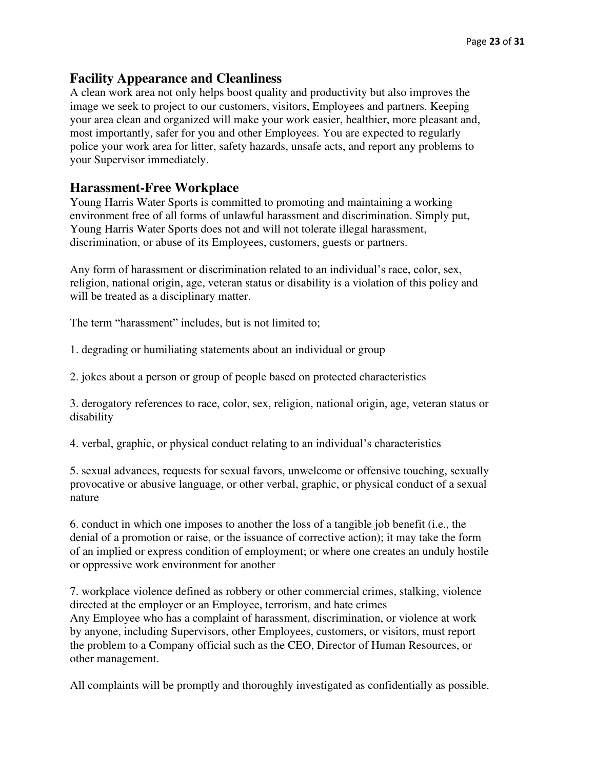## Facility Appearance and Cleanliness

A clean work area not only helps boost quality and productivity but also improves the image we seek to project to our customers, visitors, Employees and partners. Keeping your area clean and organized will make your work easier, healthier, more pleasant and, most importantly, safer for you and other Employees. You are expected to regularly police your work area for litter, safety hazards, unsafe acts, and report any problems to your Supervisor immediately.

## Harassment-Free Workplace

Young Harris Water Sports is committed to promoting and maintaining a working environment free of all forms of unlawful harassment and discrimination. Simply put, Young Harris Water Sports does not and will not tolerate illegal harassment, discrimination, or abuse of its Employees, customers, guests or partners.

Any form of harassment or discrimination related to an individual's race, color, sex, religion, national origin, age, veteran status or disability is a violation of this policy and will be treated as a disciplinary matter.

The term "harassment" includes, but is not limited to;

1. degrading or humiliating statements about an individual or group

2. jokes about a person or group of people based on protected characteristics

3. derogatory references to race, color, sex, religion, national origin, age, veteran status or disability

4. verbal, graphic, or physical conduct relating to an individual's characteristics

5. sexual advances, requests for sexual favors, unwelcome or offensive touching, sexually provocative or abusive language, or other verbal, graphic, or physical conduct of a sexual nature

6. conduct in which one imposes to another the loss of a tangible job benefit (i.e., the denial of a promotion or raise, or the issuance of corrective action); it may take the form of an implied or express condition of employment; or where one creates an unduly hostile or oppressive work environment for another

7. workplace violence defined as robbery or other commercial crimes, stalking, violence directed at the employer or an Employee, terrorism, and hate crimes

Any Employee who has a complaint of harassment, discrimination, or violence at work by anyone, including Supervisors, other Employees, customers, or visitors, must report the problem to a Company official such as the CEO, Director of Human Resources, or other management.

All complaints will be promptly and thoroughly investigated as confidentially as possible.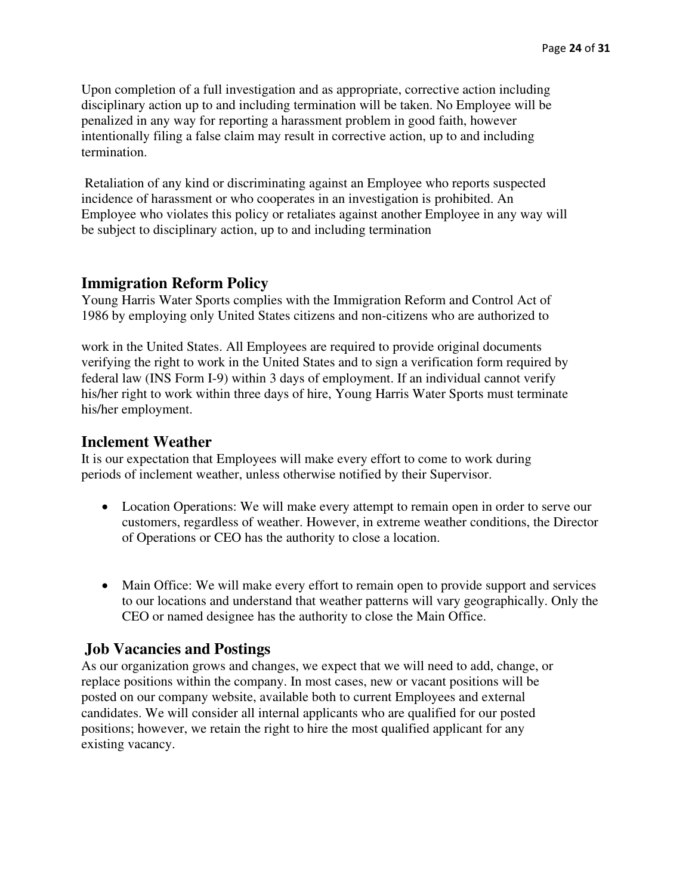Upon completion of a full investigation and as appropriate, corrective action including disciplinary action up to and including termination will be taken. No Employee will be penalized in any way for reporting a harassment problem in good faith, however intentionally filing a false claim may result in corrective action, up to and including termination.

Retaliation of any kind or discriminating against an Employee who reports suspected incidence of harassment or who cooperates in an investigation is prohibited. An Employee who violates this policy or retaliates against another Employee in any way will be subject to disciplinary action, up to and including termination

## Immigration Reform Policy

Young Harris Water Sports complies with the Immigration Reform and Control Act of 1986 by employing only United States citizens and non-citizens who are authorized to work in the United States. All Employees are required to provide original documents verifying the right to work in the United States and to sign a verification form required by federal law (INS Form I-9) within 3 days of employment. If an individual cannot verify his/her right to work within three days of hire, Young Harris Water Sports must terminate his/her employment.

## Inclement Weather

It is our expectation that Employees will make every effort to come to work during periods of inclement weather, unless otherwise notified by their Supervisor.

- Location Operations: We will make every attempt to remain open in order to serve our customers, regardless of weather. However, in extreme weather conditions, the Director of Operations or CEO has the authority to close a location.
- Main Office: We will make every effort to remain open to provide support and services to our locations and understand that weather patterns will vary geographically. Only the CEO or named designee has the authority to close the Main Office.

## Job Vacancies and Postings

As our organization grows and changes, we expect that we will need to add, change, or replace positions within the company. In most cases, new or vacant positions will be posted on our company website, available both to current Employees and external candidates. We will consider all internal applicants who are qualified for our posted positions; however, we retain the right to hire the most qualified applicant for any existing vacancy.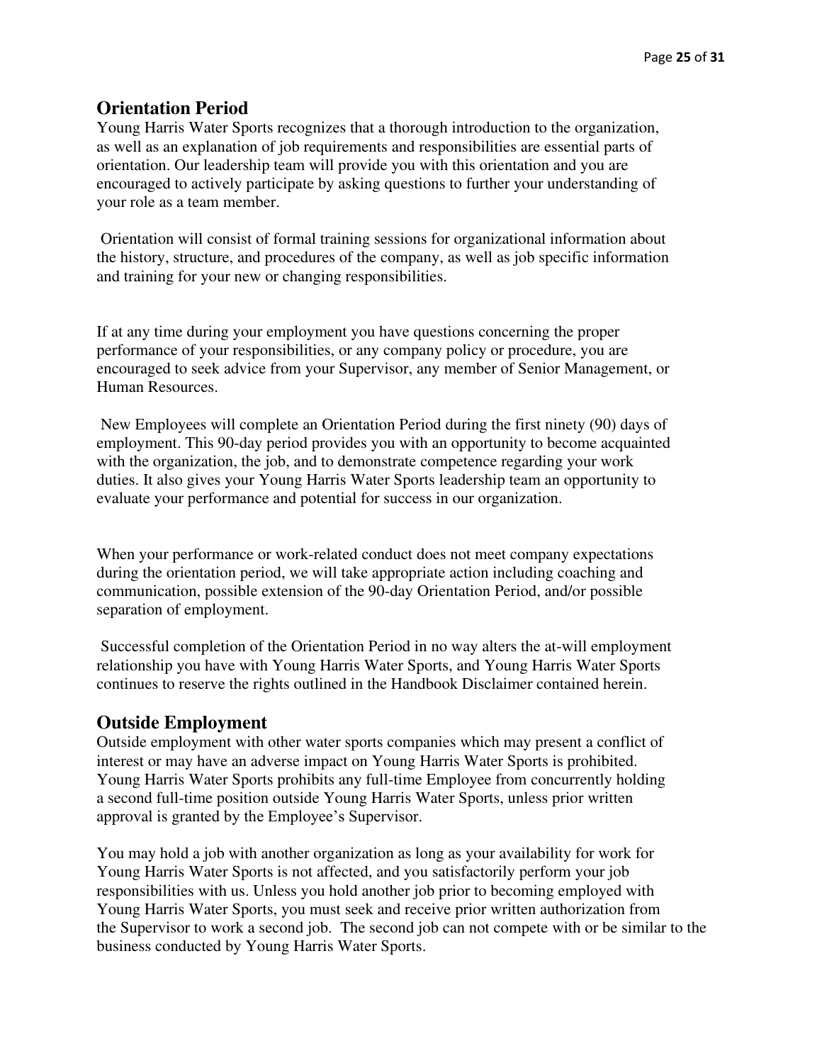## Orientation Period

Young Harris Water Sports recognizes that a thorough introduction to the organization, as well as an explanation of job requirements and responsibilities are essential parts of orientation. Our leadership team will provide you with this orientation and you are encouraged to actively participate by asking questions to further your understanding of your role as a team member.

Orientation will consist of formal training sessions for organizational information about the history, structure, and procedures of the company, as well as job specific information and training for your new or changing responsibilities.

If at any time during your employment you have questions concerning the proper performance of your responsibilities, or any company policy or procedure, you are encouraged to seek advice from your Supervisor, any member of Senior Management, or Human Resources.

New Employees will complete an Orientation Period during the first ninety (90) days of employment. This 90-day period provides you with an opportunity to become acquainted with the organization, the job, and to demonstrate competence regarding your work duties. It also gives your Young Harris Water Sports leadership team an opportunity to evaluate your performance and potential for success in our organization.

When your performance or work-related conduct does not meet company expectations during the orientation period, we will take appropriate action including coaching and communication, possible extension of the 90-day Orientation Period, and/or possible separation of employment.

Successful completion of the Orientation Period in no way alters the at-will employment relationship you have with Young Harris Water Sports, and Young Harris Water Sports continues to reserve the rights outlined in the Handbook Disclaimer contained herein.

## Outside Employment

Outside employment with other water sports companies which may present a conflict of interest or may have an adverse impact on Young Harris Water Sports is prohibited. Young Harris Water Sports prohibits any full-time Employee from concurrently holding a second full-time position outside Young Harris Water Sports, unless prior written approval is granted by the Employee's Supervisor.

You may hold a job with another organization as long as your availability for work for Young Harris Water Sports is not affected, and you satisfactorily perform your job responsibilities with us. Unless you hold another job prior to becoming employed with Young Harris Water Sports, you must seek and receive prior written authorization from the Supervisor to work a second job. The second job can not compete with or be similar to the business conducted by Young Harris Water Sports.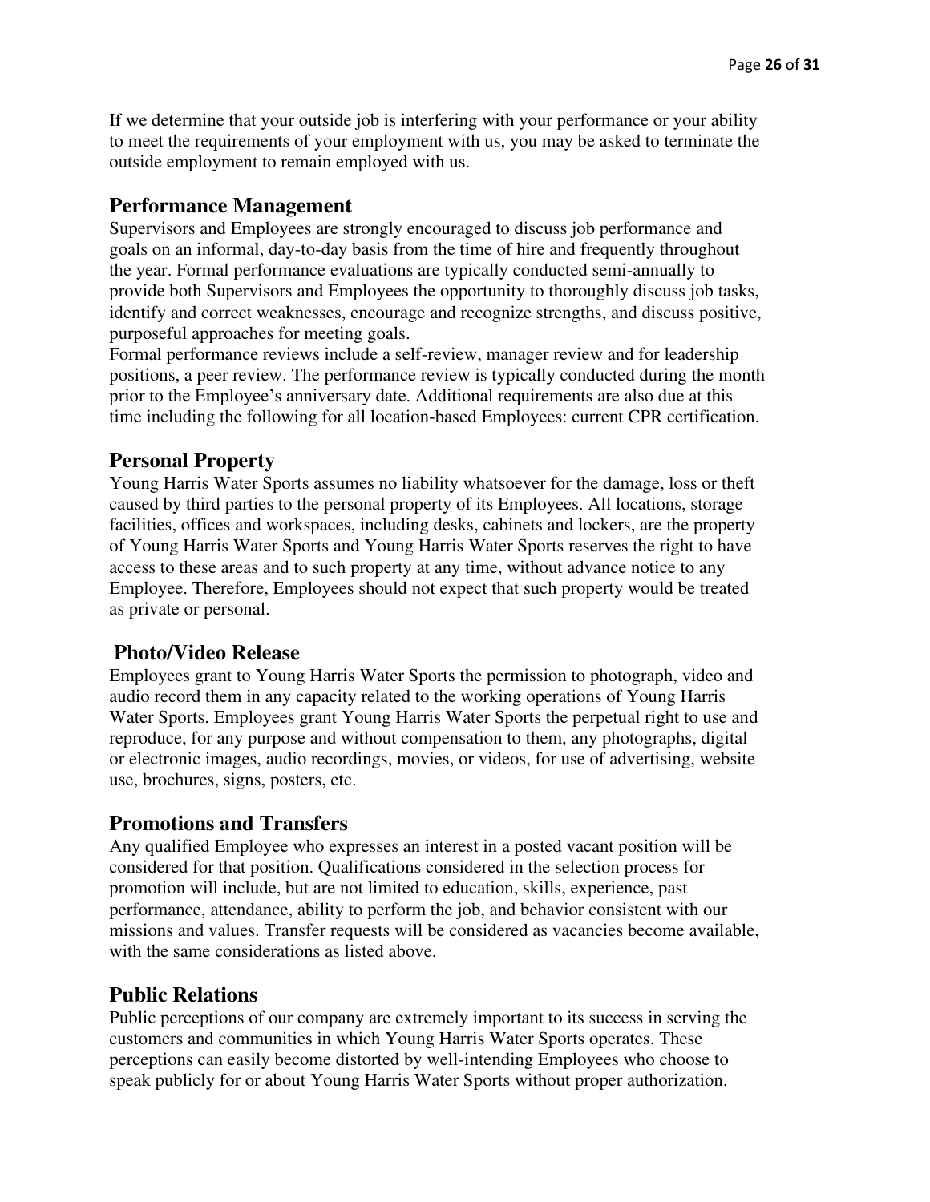If we determine that your outside job is interfering with your performance or your ability to meet the requirements of your employment with us, you may be asked to terminate the outside employment to remain employed with us.

## Performance Management

Supervisors and Employees are strongly encouraged to discuss job performance and goals on an informal, day-to-day basis from the time of hire and frequently throughout the year. Formal performance evaluations are typically conducted semi-annually to provide both Supervisors and Employees the opportunity to thoroughly discuss job tasks, identify and correct weaknesses, encourage and recognize strengths, and discuss positive, purposeful approaches for meeting goals.

Formal performance reviews include a self-review, manager review and for leadership positions, a peer review. The performance review is typically conducted during the month prior to the Employee's anniversary date. Additional requirements are also due at this time including the following for all location-based Employees: current CPR certification.

## Personal Property

Young Harris Water Sports assumes no liability whatsoever for the damage, loss or theft caused by third parties to the personal property of its Employees. All locations, storage facilities, offices and workspaces, including desks, cabinets and lockers, are the property of Young Harris Water Sports and Young Harris Water Sports reserves the right to have access to these areas and to such property at any time, without advance notice to any Employee. Therefore, Employees should not expect that such property would be treated as private or personal.

## Photo/Video Release

Employees grant to Young Harris Water Sports the permission to photograph, video and audio record them in any capacity related to the working operations of Young Harris Water Sports. Employees grant Young Harris Water Sports the perpetual right to use and reproduce, for any purpose and without compensation to them, any photographs, digital or electronic images, audio recordings, movies, or videos, for use of advertising, website use, brochures, signs, posters, etc.

## Promotions and Transfers

Any qualified Employee who expresses an interest in a posted vacant position will be considered for that position. Qualifications considered in the selection process for promotion will include, but are not limited to education, skills, experience, past performance, attendance, ability to perform the job, and behavior consistent with our missions and values. Transfer requests will be considered as vacancies become available, with the same considerations as listed above.

## Public Relations

Public perceptions of our company are extremely important to its success in serving the customers and communities in which Young Harris Water Sports operates. These perceptions can easily become distorted by well-intending Employees who choose to speak publicly for or about Young Harris Water Sports without proper authorization.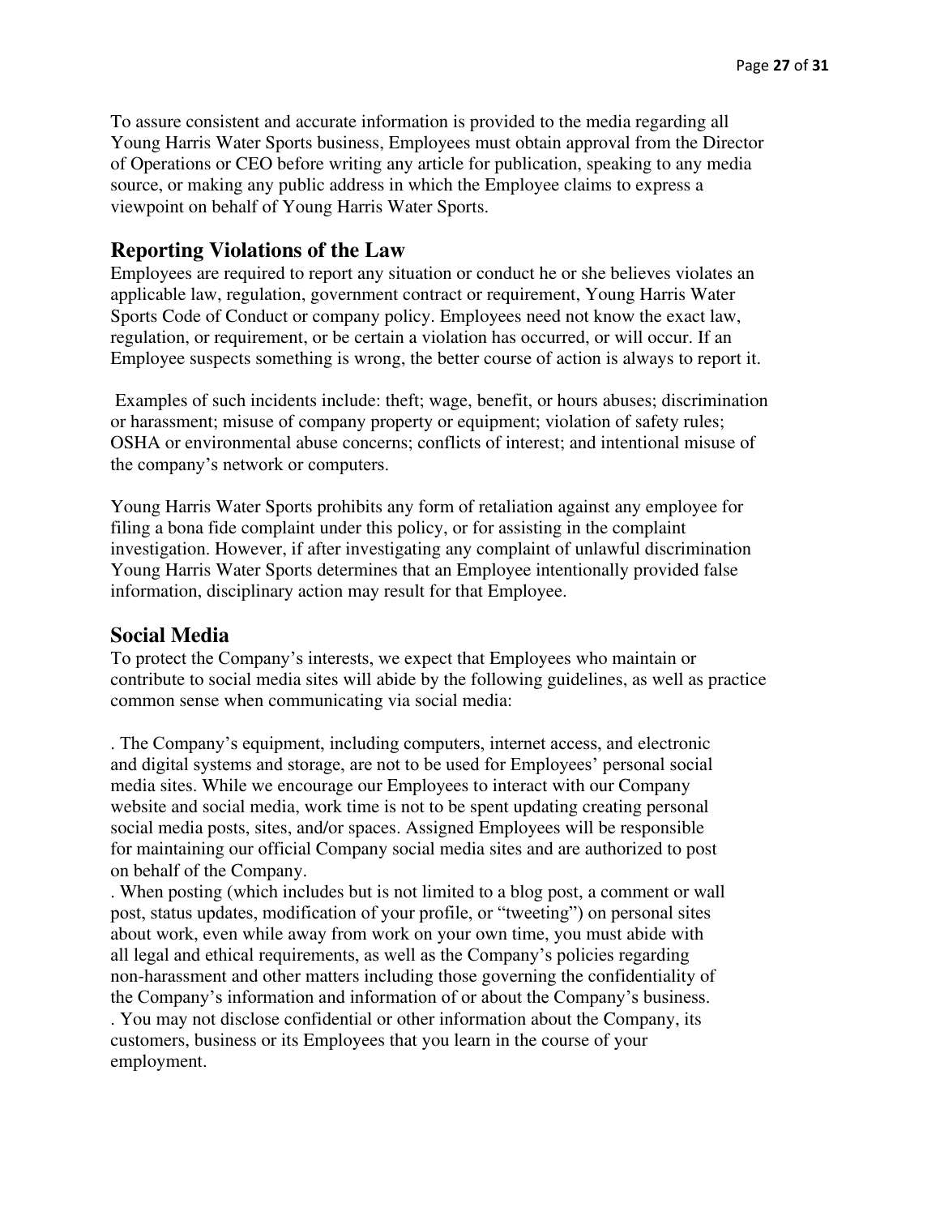To assure consistent and accurate information is provided to the media regarding all Young Harris Water Sports business, Employees must obtain approval from the Director of Operations or CEO before writing any article for publication, speaking to any media source, or making any public address in which the Employee claims to express a viewpoint on behalf of Young Harris Water Sports.

## Reporting Violations of the Law

Employees are required to report any situation or conduct he or she believes violates an applicable law, regulation, government contract or requirement, Young Harris Water Sports Code of Conduct or company policy. Employees need not know the exact law, regulation, or requirement, or be certain a violation has occurred, or will occur. If an Employee suspects something is wrong, the better course of action is always to report it.

Examples of such incidents include: theft; wage, benefit, or hours abuses; discrimination or harassment; misuse of company property or equipment; violation of safety rules; OSHA or environmental abuse concerns; conflicts of interest; and intentional misuse of the company's network or computers.

Young Harris Water Sports prohibits any form of retaliation against any employee for filing a bona fide complaint under this policy, or for assisting in the complaint investigation. However, if after investigating any complaint of unlawful discrimination Young Harris Water Sports determines that an Employee intentionally provided false information, disciplinary action may result for that Employee.

## Social Media

To protect the Company's interests, we expect that Employees who maintain or contribute to social media sites will abide by the following guidelines, as well as practice common sense when communicating via social media:

. The Company's equipment, including computers, internet access, and electronic and digital systems and storage, are not to be used for Employees' personal social media sites. While we encourage our Employees to interact with our Company website and social media, work time is not to be spent updating creating personal social media posts, sites, and/or spaces. Assigned Employees will be responsible for maintaining our official Company social media sites and are authorized to post on behalf of the Company.

. When posting (which includes but is not limited to a blog post, a comment or wall post, status updates, modification of your profile, or "tweeting") on personal sites about work, even while away from work on your own time, you must abide with all legal and ethical requirements, as well as the Company's policies regarding non-harassment and other matters including those governing the confidentiality of the Company's information and information of or about the Company's business.

. You may not disclose confidential or other information about the Company, its customers, business or its Employees that you learn in the course of your employment.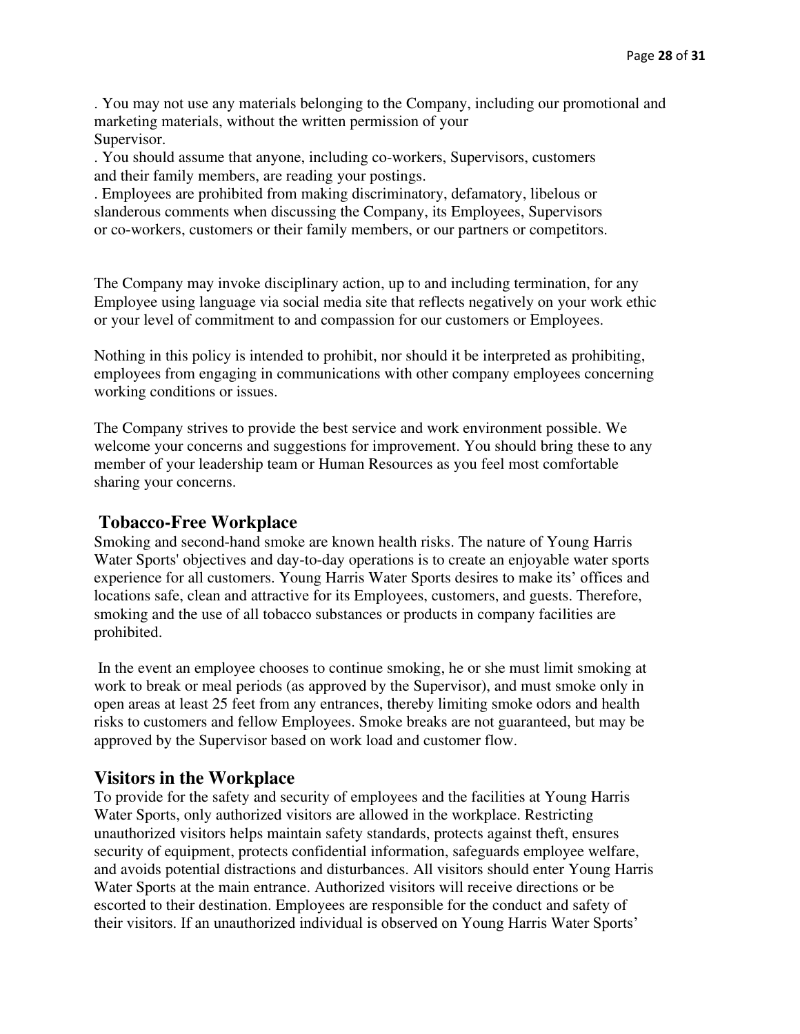. You may not use any materials belonging to the Company, including our promotional and marketing materials, without the written permission of your Supervisor.

. You should assume that anyone, including co-workers, Supervisors, customers and their family members, are reading your postings.

. Employees are prohibited from making discriminatory, defamatory, libelous or slanderous comments when discussing the Company, its Employees, Supervisors or co-workers, customers or their family members, or our partners or competitors.

The Company may invoke disciplinary action, up to and including termination, for any Employee using language via social media site that reflects negatively on your work ethic or your level of commitment to and compassion for our customers or Employees.

Nothing in this policy is intended to prohibit, nor should it be interpreted as prohibiting, employees from engaging in communications with other company employees concerning working conditions or issues.

The Company strives to provide the best service and work environment possible. We welcome your concerns and suggestions for improvement. You should bring these to any member of your leadership team or Human Resources as you feel most comfortable sharing your concerns.

## Tobacco-Free Workplace

Smoking and second-hand smoke are known health risks. The nature of Young Harris Water Sports' objectives and day-to-day operations is to create an enjoyable water sports experience for all customers. Young Harris Water Sports desires to make its' offices and locations safe, clean and attractive for its Employees, customers, and guests. Therefore, smoking and the use of all tobacco substances or products in company facilities are prohibited.

In the event an employee chooses to continue smoking, he or she must limit smoking at work to break or meal periods (as approved by the Supervisor), and must smoke only in open areas at least 25 feet from any entrances, thereby limiting smoke odors and health risks to customers and fellow Employees. Smoke breaks are not guaranteed, but may be approved by the Supervisor based on work load and customer flow.

## Visitors in the Workplace

To provide for the safety and security of employees and the facilities at Young Harris Water Sports, only authorized visitors are allowed in the workplace. Restricting unauthorized visitors helps maintain safety standards, protects against theft, ensures security of equipment, protects confidential information, safeguards employee welfare, and avoids potential distractions and disturbances. All visitors should enter Young Harris Water Sports at the main entrance. Authorized visitors will receive directions or be escorted to their destination. Employees are responsible for the conduct and safety of their visitors. If an unauthorized individual is observed on Young Harris Water Sports'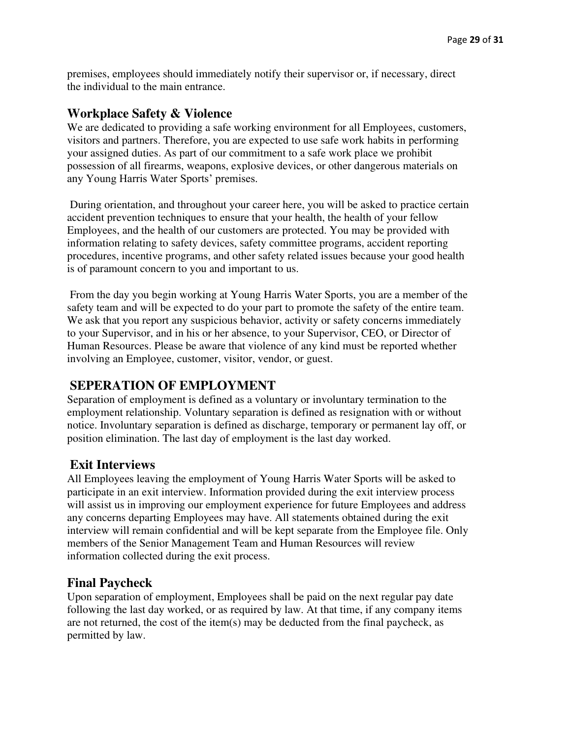premises, employees should immediately notify their supervisor or, if necessary, direct the individual to the main entrance.

## Workplace Safety & Violence

We are dedicated to providing a safe working environment for all Employees, customers, visitors and partners. Therefore, you are expected to use safe work habits in performing your assigned duties. As part of our commitment to a safe work place we prohibit possession of all firearms, weapons, explosive devices, or other dangerous materials on any Young Harris Water Sports' premises.

During orientation, and throughout your career here, you will be asked to practice certain accident prevention techniques to ensure that your health, the health of your fellow Employees, and the health of our customers are protected. You may be provided with information relating to safety devices, safety committee programs, accident reporting procedures, incentive programs, and other safety related issues because your good health is of paramount concern to you and important to us.

From the day you begin working at Young Harris Water Sports, you are a member of the safety team and will be expected to do your part to promote the safety of the entire team. We ask that you report any suspicious behavior, activity or safety concerns immediately to your Supervisor, and in his or her absence, to your Supervisor, CEO, or Director of Human Resources. Please be aware that violence of any kind must be reported whether involving an Employee, customer, visitor, vendor, or guest.

# SEPERATION OF EMPLOYMENT

Separation of employment is defined as a voluntary or involuntary termination to the employment relationship. Voluntary separation is defined as resignation with or without notice. Involuntary separation is defined as discharge, temporary or permanent lay off, or position elimination. The last day of employment is the last day worked.

## Exit Interviews

All Employees leaving the employment of Young Harris Water Sports will be asked to participate in an exit interview. Information provided during the exit interview process will assist us in improving our employment experience for future Employees and address any concerns departing Employees may have. All statements obtained during the exit interview will remain confidential and will be kept separate from the Employee file. Only members of the Senior Management Team and Human Resources will review information collected during the exit process.

## Final Paycheck

Upon separation of employment, Employees shall be paid on the next regular pay date following the last day worked, or as required by law. At that time, if any company items are not returned, the cost of the item(s) may be deducted from the final paycheck, as permitted by law.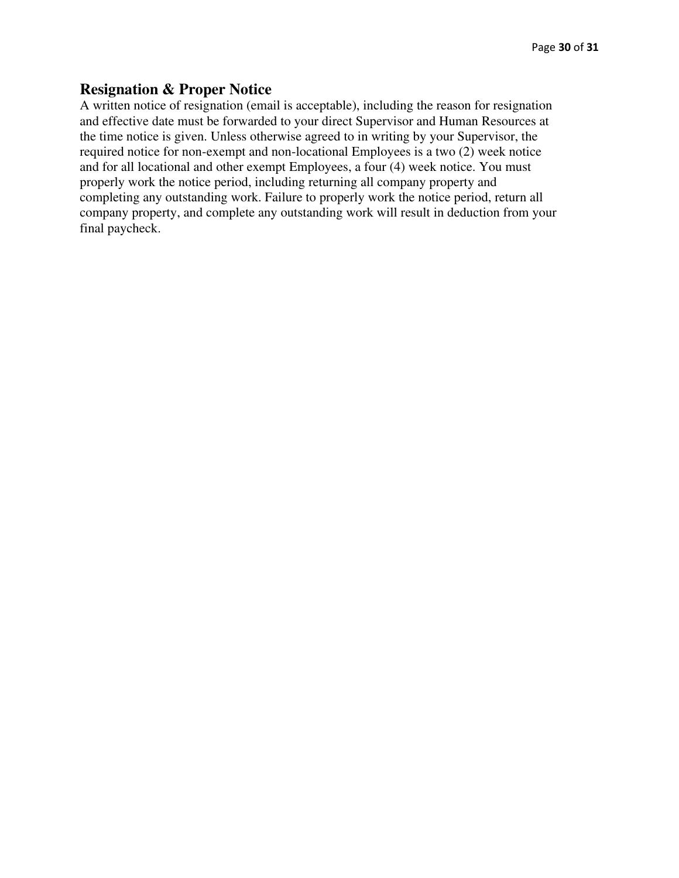## Resignation & Proper Notice

A written notice of resignation (email is acceptable), including the reason for resignation and effective date must be forwarded to your direct Supervisor and Human Resources at the time notice is given. Unless otherwise agreed to in writing by your Supervisor, the required notice for non-exempt and non-locational Employees is a two (2) week notice and for all locational and other exempt Employees, a four (4) week notice. You must properly work the notice period, including returning all company property and completing any outstanding work. Failure to properly work the notice period, return all company property, and complete any outstanding work will result in deduction from your final paycheck.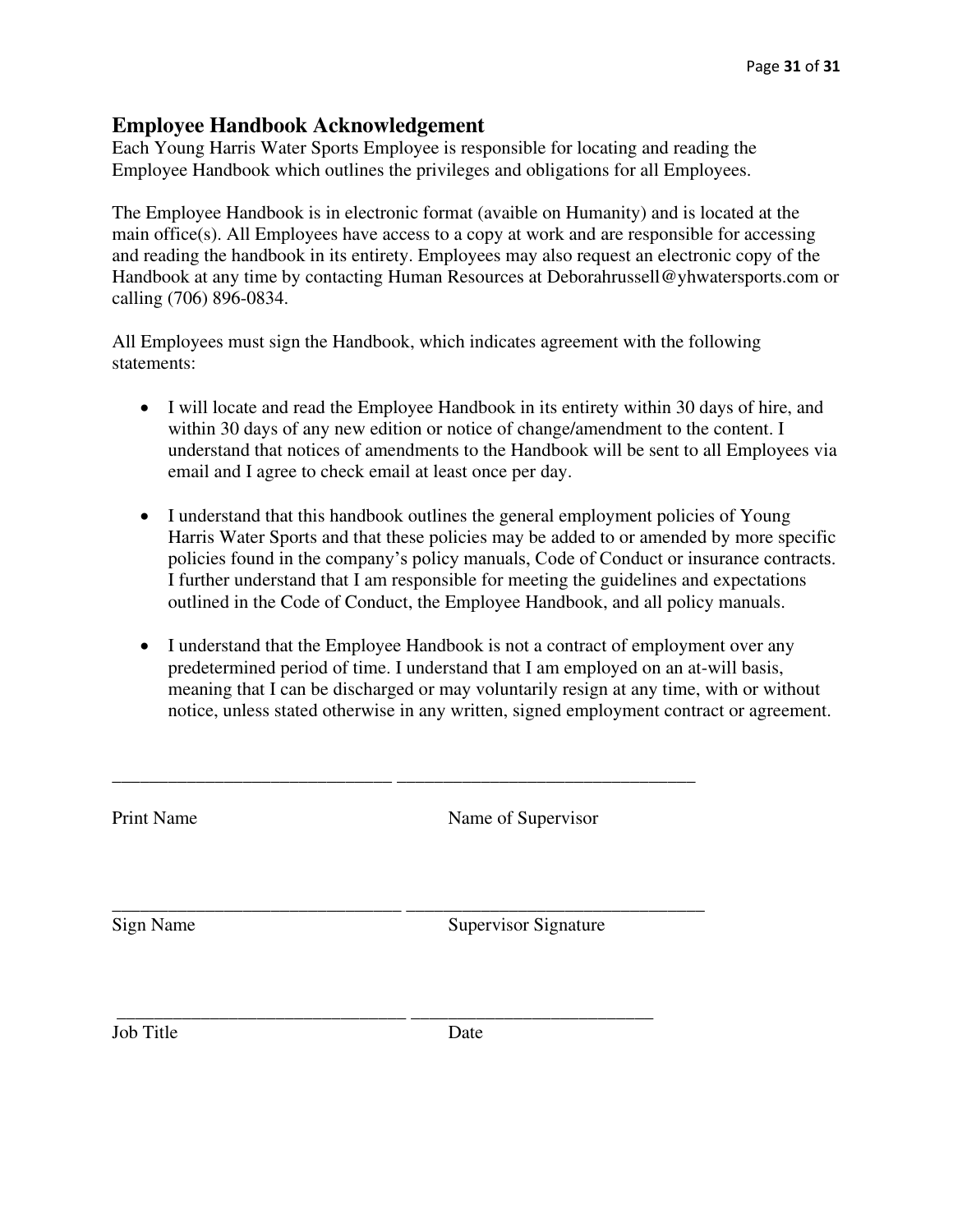## Employee Handbook Acknowledgement

Each Young Harris Water Sports Employee is responsible for locating and reading the Employee Handbook which outlines the privileges and obligations for all Employees.

The Employee Handbook is in electronic format (avaible on Humanity) and is located at the main office(s). All Employees have access to a copy at work and are responsible for accessing and reading the handbook in its entirety. Employees may also request an electronic copy of the Handbook at any time by contacting Human Resources at Deborahrussell@yhwatersports.com or calling (706) 896-0834.

All Employees must sign the Handbook, which indicates agreement with the following statements:

- I will locate and read the Employee Handbook in its entirety within 30 days of hire, and within 30 days of any new edition or notice of change/amendment to the content. I understand that notices of amendments to the Handbook will be sent to all Employees via email and I agree to check email at least once per day.

- I understand that this handbook outlines the general employment policies of Young Harris Water Sports and that these policies may be added to or amended by more specific policies found in the company's policy manuals, Code of Conduct or insurance contracts. I further understand that I am responsible for meeting the guidelines and expectations outlined in the Code of Conduct, the Employee Handbook, and all policy manuals.

- I understand that the Employee Handbook is not a contract of employment over any predetermined period of time. I understand that I am employed on an at-will basis, meaning that I can be discharged or may voluntarily resign at any time, with or without notice, unless stated otherwise in any written, signed employment contract or agreement.

_____________________________ _______________________________

Print Name Name of Supervisor

______________________________ _______________________________

Sign Name Supervisor Signature

______________________________ _________________________

Job Title Date